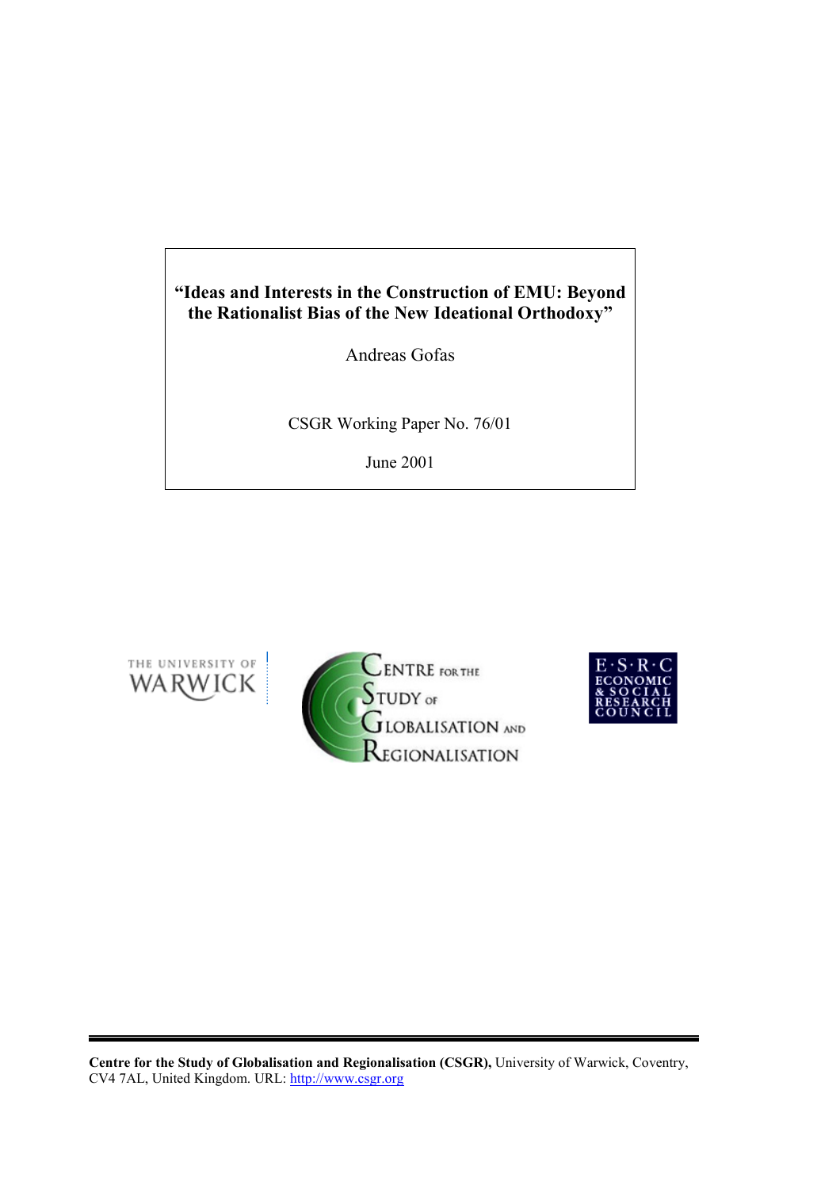**"Ideas and Interests in the Construction of EMU: Beyond the Rationalist Bias of the New Ideational Orthodoxy"**

Andreas Gofas

CSGR Working Paper No. 76/01

June 2001

**Centre for the Study of Globalisation and Regionalisation (CSGR),** University of Warwick, Coventry, CV4 7AL, United Kingdom. URL: http://www.csgr.org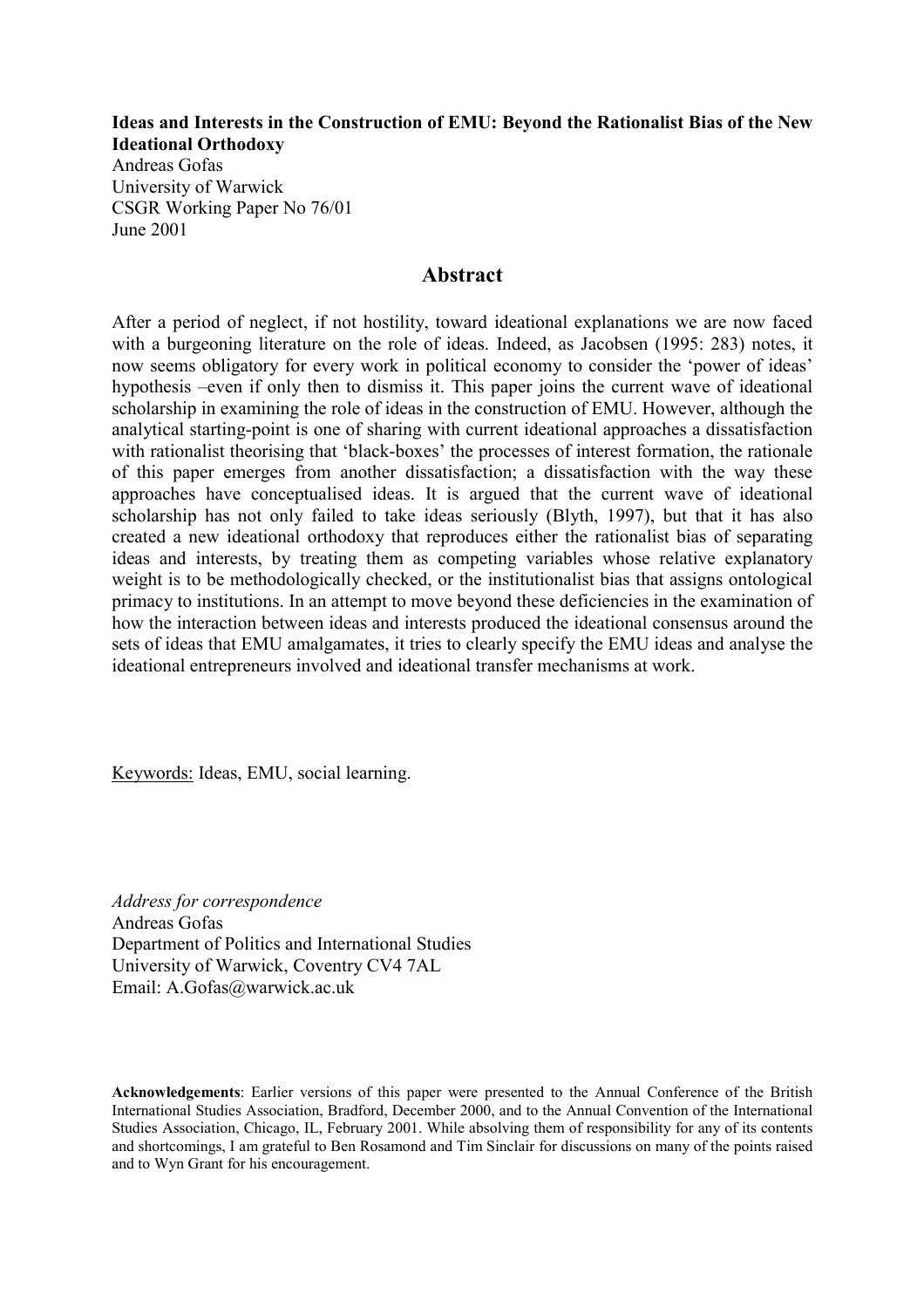**Ideas and Interests in the Construction of EMU: Beyond the Rationalist Bias of the New Ideational Orthodoxy**

Andreas Gofas
University of Warwick
CSGR Working Paper No 76/01
June 2001

## Abstract

After a period of neglect, if not hostility, toward ideational explanations we are now faced with a burgeoning literature on the role of ideas. Indeed, as Jacobsen (1995: 283) notes, it now seems obligatory for every work in political economy to consider the 'power of ideas' hypothesis –even if only then to dismiss it. This paper joins the current wave of ideational scholarship in examining the role of ideas in the construction of EMU. However, although the analytical starting-point is one of sharing with current ideational approaches a dissatisfaction with rationalist theorising that 'black-boxes' the processes of interest formation, the rationale of this paper emerges from another dissatisfaction; a dissatisfaction with the way these approaches have conceptualised ideas. It is argued that the current wave of ideational scholarship has not only failed to take ideas seriously (Blyth, 1997), but that it has also created a new ideational orthodoxy that reproduces either the rationalist bias of separating ideas and interests, by treating them as competing variables whose relative explanatory weight is to be methodologically checked, or the institutionalist bias that assigns ontological primacy to institutions. In an attempt to move beyond these deficiencies in the examination of how the interaction between ideas and interests produced the ideational consensus around the sets of ideas that EMU amalgamates, it tries to clearly specify the EMU ideas and analyse the ideational entrepreneurs involved and ideational transfer mechanisms at work.

Keywords: Ideas, EMU, social learning.

*Address for correspondence*
Andreas Gofas
Department of Politics and International Studies
University of Warwick, Coventry CV4 7AL
Email: A.Gofas@warwick.ac.uk

**Acknowledgements**: Earlier versions of this paper were presented to the Annual Conference of the British International Studies Association, Bradford, December 2000, and to the Annual Convention of the International Studies Association, Chicago, IL, February 2001. While absolving them of responsibility for any of its contents and shortcomings, I am grateful to Ben Rosamond and Tim Sinclair for discussions on many of the points raised and to Wyn Grant for his encouragement.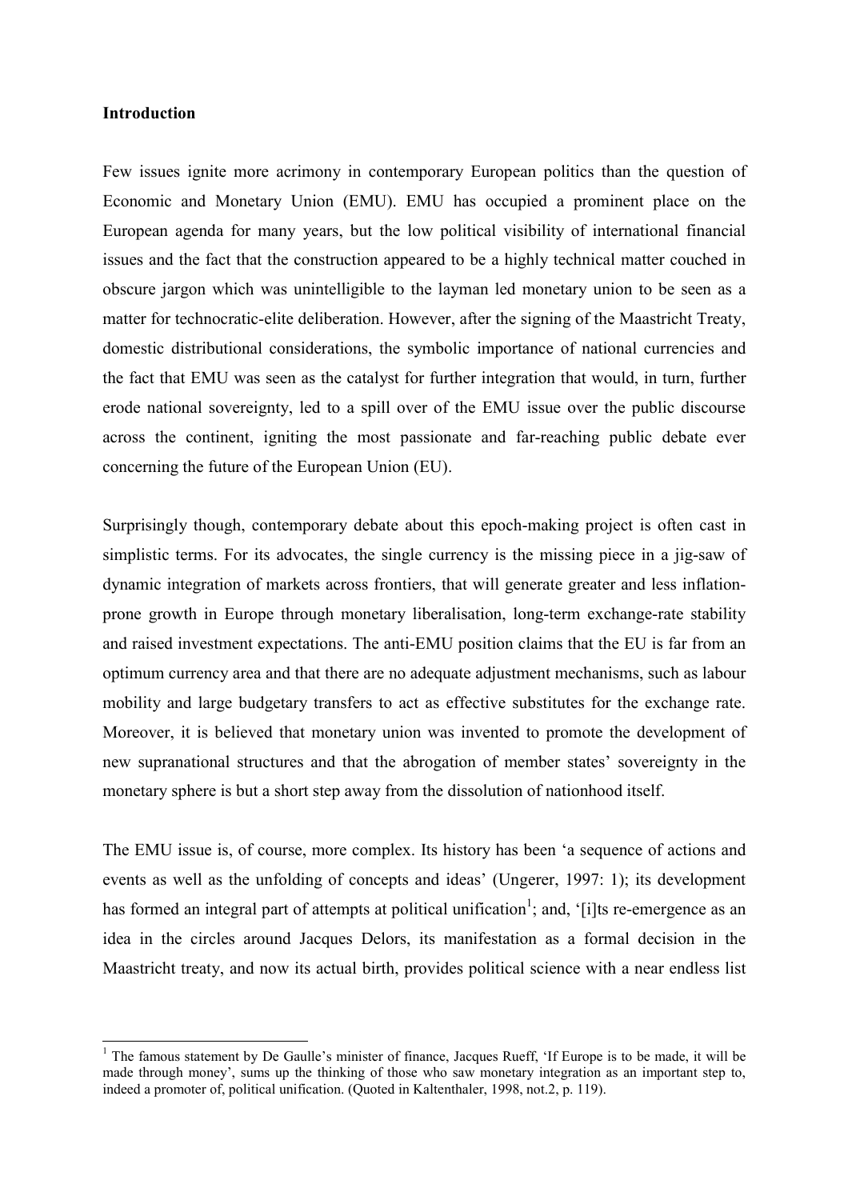**Introduction**

Few issues ignite more acrimony in contemporary European politics than the question of Economic and Monetary Union (EMU). EMU has occupied a prominent place on the European agenda for many years, but the low political visibility of international financial issues and the fact that the construction appeared to be a highly technical matter couched in obscure jargon which was unintelligible to the layman led monetary union to be seen as a matter for technocratic-elite deliberation. However, after the signing of the Maastricht Treaty, domestic distributional considerations, the symbolic importance of national currencies and the fact that EMU was seen as the catalyst for further integration that would, in turn, further erode national sovereignty, led to a spill over of the EMU issue over the public discourse across the continent, igniting the most passionate and far-reaching public debate ever concerning the future of the European Union (EU).

Surprisingly though, contemporary debate about this epoch-making project is often cast in simplistic terms. For its advocates, the single currency is the missing piece in a jig-saw of dynamic integration of markets across frontiers, that will generate greater and less inflation-prone growth in Europe through monetary liberalisation, long-term exchange-rate stability and raised investment expectations. The anti-EMU position claims that the EU is far from an optimum currency area and that there are no adequate adjustment mechanisms, such as labour mobility and large budgetary transfers to act as effective substitutes for the exchange rate. Moreover, it is believed that monetary union was invented to promote the development of new supranational structures and that the abrogation of member states' sovereignty in the monetary sphere is but a short step away from the dissolution of nationhood itself.

The EMU issue is, of course, more complex. Its history has been 'a sequence of actions and events as well as the unfolding of concepts and ideas' (Ungerer, 1997: 1); its development has formed an integral part of attempts at political unification[1]; and, '[i]ts re-emergence as an idea in the circles around Jacques Delors, its manifestation as a formal decision in the Maastricht treaty, and now its actual birth, provides political science with a near endless list

[1] The famous statement by De Gaulle's minister of finance, Jacques Rueff, 'If Europe is to be made, it will be made through money', sums up the thinking of those who saw monetary integration as an important step to, indeed a promoter of, political unification. (Quoted in Kaltenthaler, 1998, not.2, p. 119).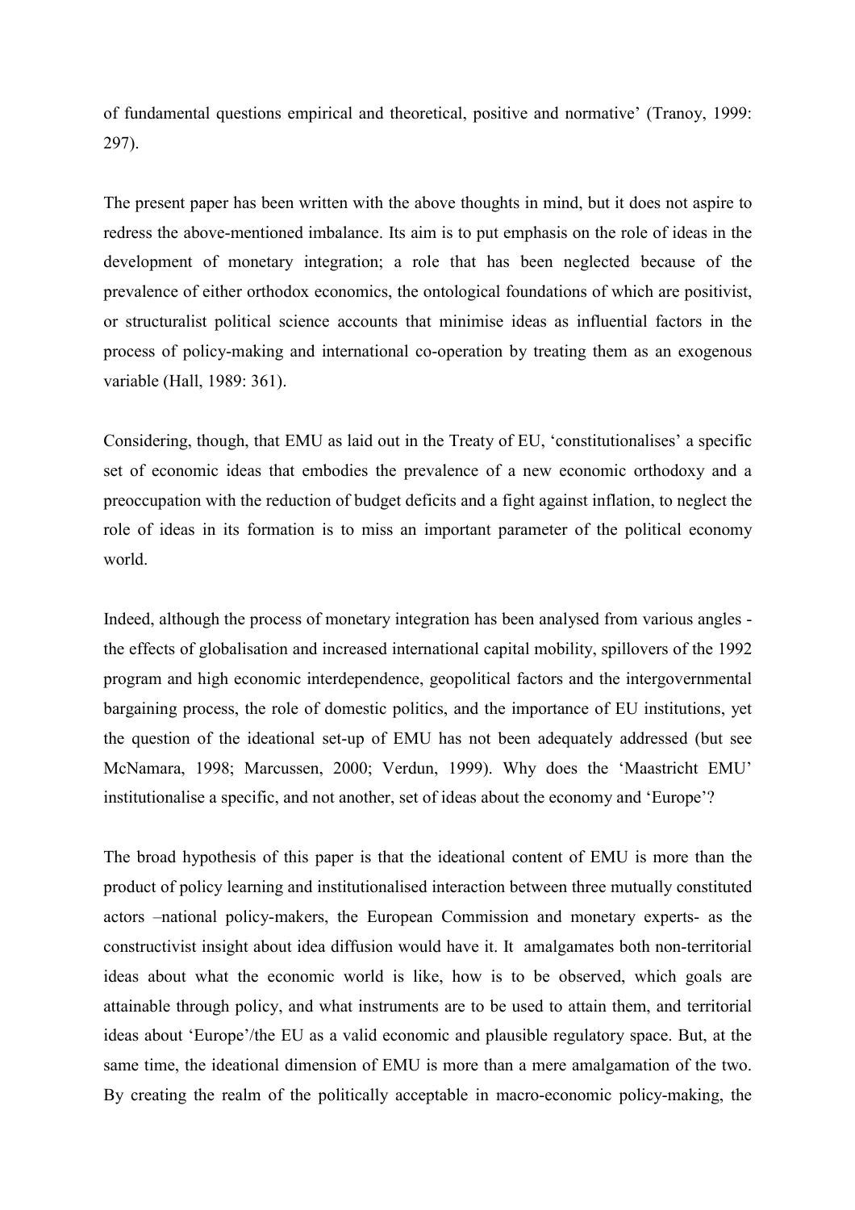of fundamental questions empirical and theoretical, positive and normative' (Tranoy, 1999: 297).

The present paper has been written with the above thoughts in mind, but it does not aspire to redress the above-mentioned imbalance. Its aim is to put emphasis on the role of ideas in the development of monetary integration; a role that has been neglected because of the prevalence of either orthodox economics, the ontological foundations of which are positivist, or structuralist political science accounts that minimise ideas as influential factors in the process of policy-making and international co-operation by treating them as an exogenous variable (Hall, 1989: 361).

Considering, though, that EMU as laid out in the Treaty of EU, 'constitutionalises' a specific set of economic ideas that embodies the prevalence of a new economic orthodoxy and a preoccupation with the reduction of budget deficits and a fight against inflation, to neglect the role of ideas in its formation is to miss an important parameter of the political economy world.

Indeed, although the process of monetary integration has been analysed from various angles - the effects of globalisation and increased international capital mobility, spillovers of the 1992 program and high economic interdependence, geopolitical factors and the intergovernmental bargaining process, the role of domestic politics, and the importance of EU institutions, yet the question of the ideational set-up of EMU has not been adequately addressed (but see McNamara, 1998; Marcussen, 2000; Verdun, 1999). Why does the 'Maastricht EMU' institutionalise a specific, and not another, set of ideas about the economy and 'Europe'?

The broad hypothesis of this paper is that the ideational content of EMU is more than the product of policy learning and institutionalised interaction between three mutually constituted actors –national policy-makers, the European Commission and monetary experts- as the constructivist insight about idea diffusion would have it. It amalgamates both non-territorial ideas about what the economic world is like, how is to be observed, which goals are attainable through policy, and what instruments are to be used to attain them, and territorial ideas about 'Europe'/the EU as a valid economic and plausible regulatory space. But, at the same time, the ideational dimension of EMU is more than a mere amalgamation of the two. By creating the realm of the politically acceptable in macro-economic policy-making, the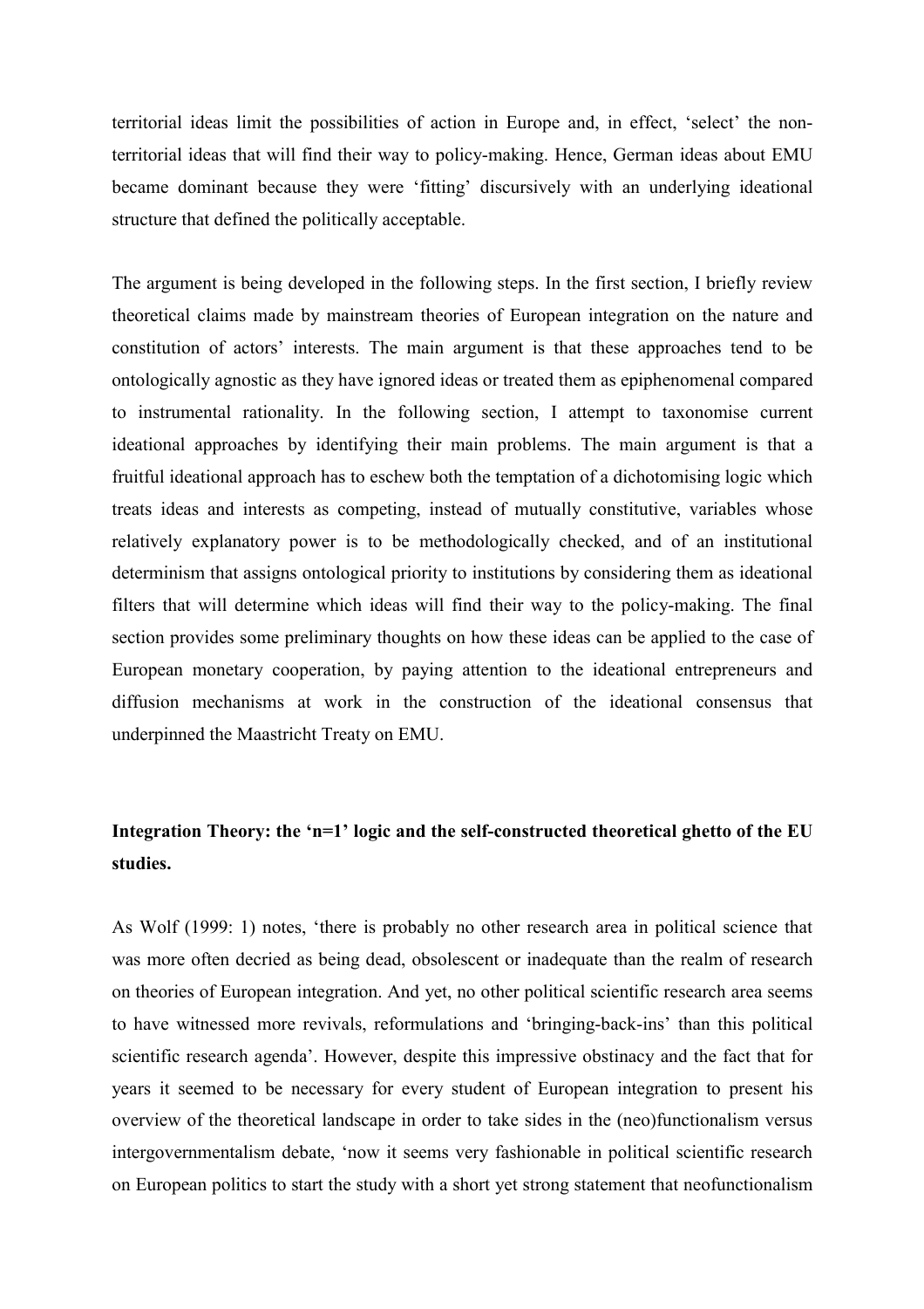territorial ideas limit the possibilities of action in Europe and, in effect, 'select' the non-territorial ideas that will find their way to policy-making. Hence, German ideas about EMU became dominant because they were 'fitting' discursively with an underlying ideational structure that defined the politically acceptable.

The argument is being developed in the following steps. In the first section, I briefly review theoretical claims made by mainstream theories of European integration on the nature and constitution of actors' interests. The main argument is that these approaches tend to be ontologically agnostic as they have ignored ideas or treated them as epiphenomenal compared to instrumental rationality. In the following section, I attempt to taxonomise current ideational approaches by identifying their main problems. The main argument is that a fruitful ideational approach has to eschew both the temptation of a dichotomising logic which treats ideas and interests as competing, instead of mutually constitutive, variables whose relatively explanatory power is to be methodologically checked, and of an institutional determinism that assigns ontological priority to institutions by considering them as ideational filters that will determine which ideas will find their way to the policy-making. The final section provides some preliminary thoughts on how these ideas can be applied to the case of European monetary cooperation, by paying attention to the ideational entrepreneurs and diffusion mechanisms at work in the construction of the ideational consensus that underpinned the Maastricht Treaty on EMU.

## Integration Theory: the 'n=1' logic and the self-constructed theoretical ghetto of the EU studies.

As Wolf (1999: 1) notes, 'there is probably no other research area in political science that was more often decried as being dead, obsolescent or inadequate than the realm of research on theories of European integration. And yet, no other political scientific research area seems to have witnessed more revivals, reformulations and 'bringing-back-ins' than this political scientific research agenda'. However, despite this impressive obstinacy and the fact that for years it seemed to be necessary for every student of European integration to present his overview of the theoretical landscape in order to take sides in the (neo)functionalism versus intergovernmentalism debate, 'now it seems very fashionable in political scientific research on European politics to start the study with a short yet strong statement that neofunctionalism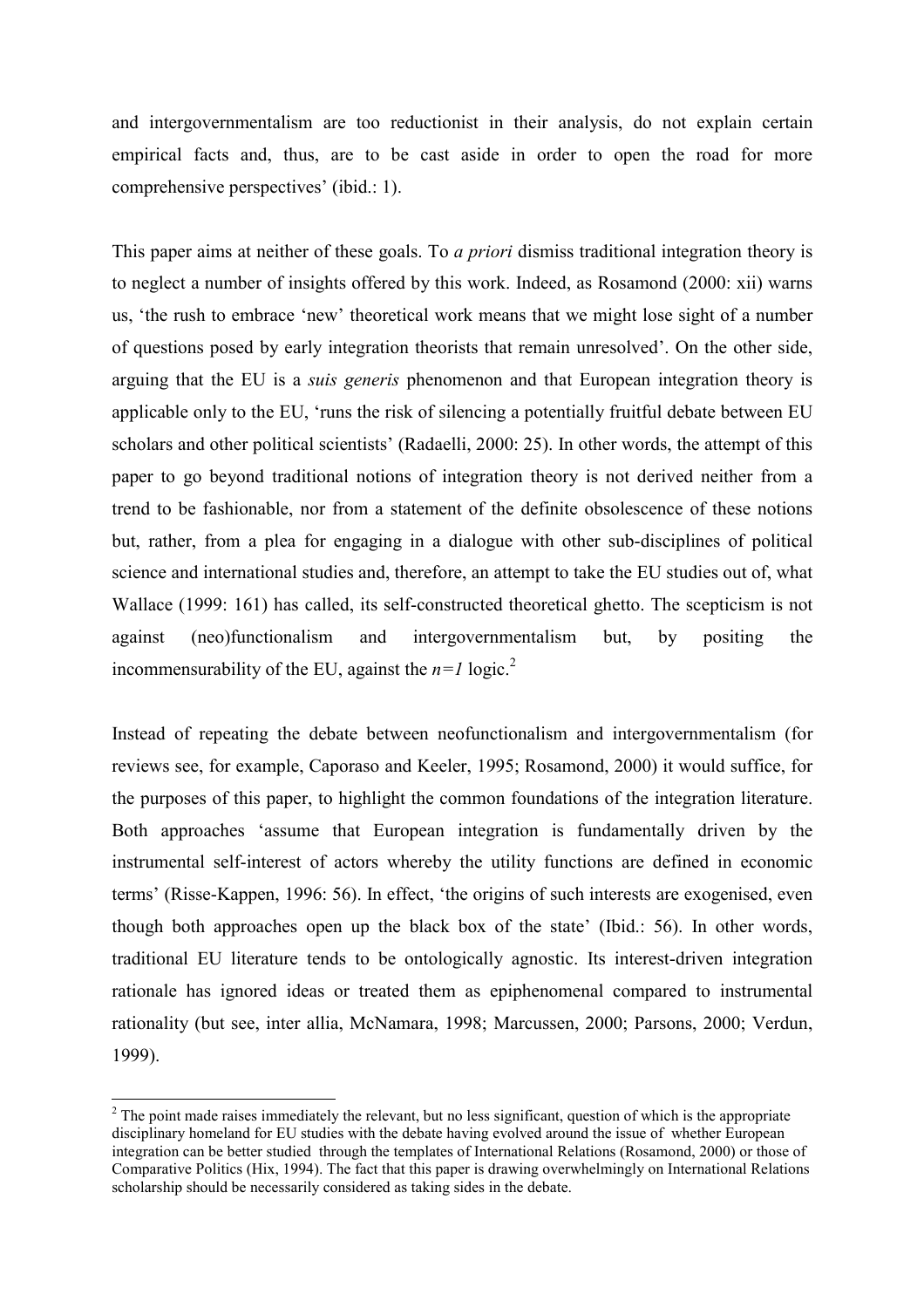and intergovernmentalism are too reductionist in their analysis, do not explain certain empirical facts and, thus, are to be cast aside in order to open the road for more comprehensive perspectives' (ibid.: 1).

This paper aims at neither of these goals. To *a priori* dismiss traditional integration theory is to neglect a number of insights offered by this work. Indeed, as Rosamond (2000: xii) warns us, 'the rush to embrace 'new' theoretical work means that we might lose sight of a number of questions posed by early integration theorists that remain unresolved'. On the other side, arguing that the EU is a *suis generis* phenomenon and that European integration theory is applicable only to the EU, 'runs the risk of silencing a potentially fruitful debate between EU scholars and other political scientists' (Radaelli, 2000: 25). In other words, the attempt of this paper to go beyond traditional notions of integration theory is not derived neither from a trend to be fashionable, nor from a statement of the definite obsolescence of these notions but, rather, from a plea for engaging in a dialogue with other sub-disciplines of political science and international studies and, therefore, an attempt to take the EU studies out of, what Wallace (1999: 161) has called, its self-constructed theoretical ghetto. The scepticism is not against (neo)functionalism and intergovernmentalism but, by positing the incommensurability of the EU, against the $n=1$ logic.[2]

Instead of repeating the debate between neofunctionalism and intergovernmentalism (for reviews see, for example, Caporaso and Keeler, 1995; Rosamond, 2000) it would suffice, for the purposes of this paper, to highlight the common foundations of the integration literature. Both approaches 'assume that European integration is fundamentally driven by the instrumental self-interest of actors whereby the utility functions are defined in economic terms' (Risse-Kappen, 1996: 56). In effect, 'the origins of such interests are exogenised, even though both approaches open up the black box of the state' (Ibid.: 56). In other words, traditional EU literature tends to be ontologically agnostic. Its interest-driven integration rationale has ignored ideas or treated them as epiphenomenal compared to instrumental rationality (but see, inter allia, McNamara, 1998; Marcussen, 2000; Parsons, 2000; Verdun, 1999).

[2] The point made raises immediately the relevant, but no less significant, question of which is the appropriate disciplinary homeland for EU studies with the debate having evolved around the issue of whether European integration can be better studied through the templates of International Relations (Rosamond, 2000) or those of Comparative Politics (Hix, 1994). The fact that this paper is drawing overwhelmingly on International Relations scholarship should be necessarily considered as taking sides in the debate.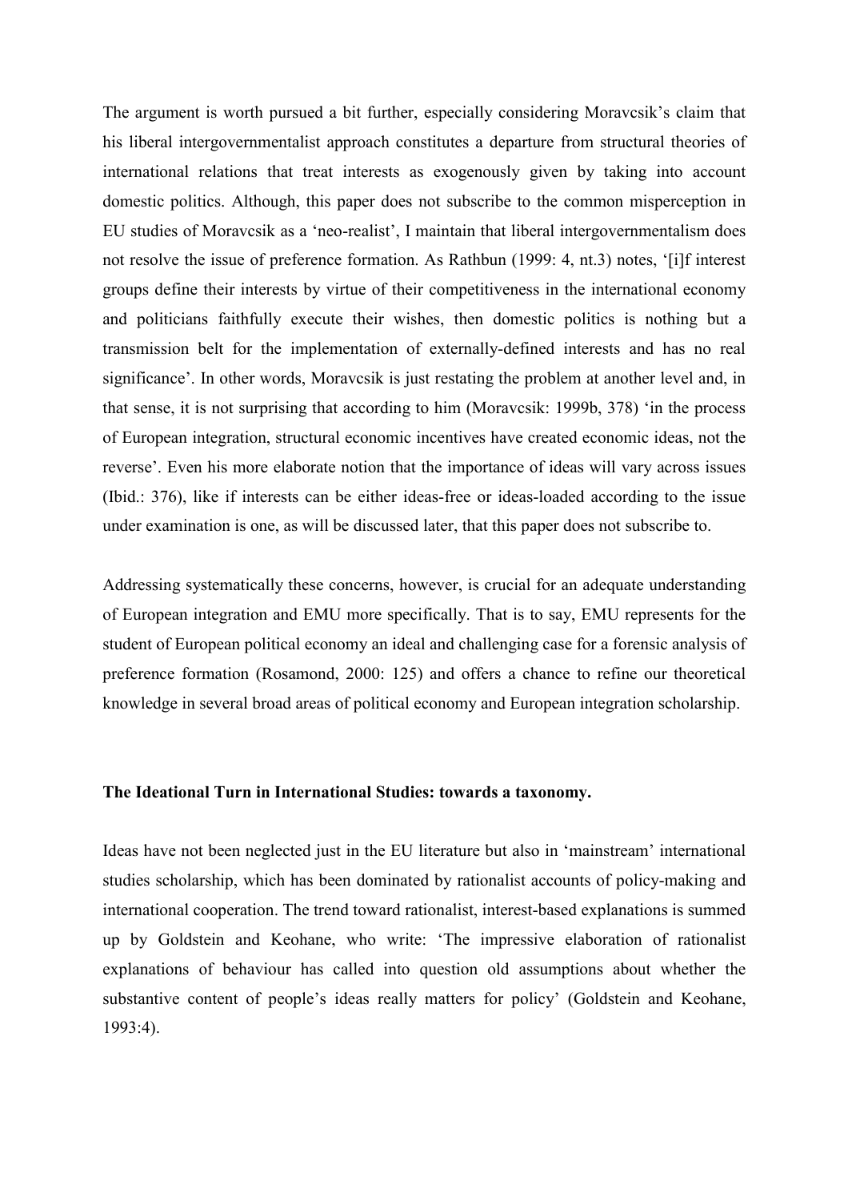The argument is worth pursued a bit further, especially considering Moravcsik's claim that his liberal intergovernmentalist approach constitutes a departure from structural theories of international relations that treat interests as exogenously given by taking into account domestic politics. Although, this paper does not subscribe to the common misperception in EU studies of Moravcsik as a 'neo-realist', I maintain that liberal intergovernmentalism does not resolve the issue of preference formation. As Rathbun (1999: 4, nt.3) notes, '[i]f interest groups define their interests by virtue of their competitiveness in the international economy and politicians faithfully execute their wishes, then domestic politics is nothing but a transmission belt for the implementation of externally-defined interests and has no real significance'. In other words, Moravcsik is just restating the problem at another level and, in that sense, it is not surprising that according to him (Moravcsik: 1999b, 378) 'in the process of European integration, structural economic incentives have created economic ideas, not the reverse'. Even his more elaborate notion that the importance of ideas will vary across issues (Ibid.: 376), like if interests can be either ideas-free or ideas-loaded according to the issue under examination is one, as will be discussed later, that this paper does not subscribe to.

Addressing systematically these concerns, however, is crucial for an adequate understanding of European integration and EMU more specifically. That is to say, EMU represents for the student of European political economy an ideal and challenging case for a forensic analysis of preference formation (Rosamond, 2000: 125) and offers a chance to refine our theoretical knowledge in several broad areas of political economy and European integration scholarship.

**The Ideational Turn in International Studies: towards a taxonomy.**

Ideas have not been neglected just in the EU literature but also in 'mainstream' international studies scholarship, which has been dominated by rationalist accounts of policy-making and international cooperation. The trend toward rationalist, interest-based explanations is summed up by Goldstein and Keohane, who write: 'The impressive elaboration of rationalist explanations of behaviour has called into question old assumptions about whether the substantive content of people's ideas really matters for policy' (Goldstein and Keohane, 1993:4).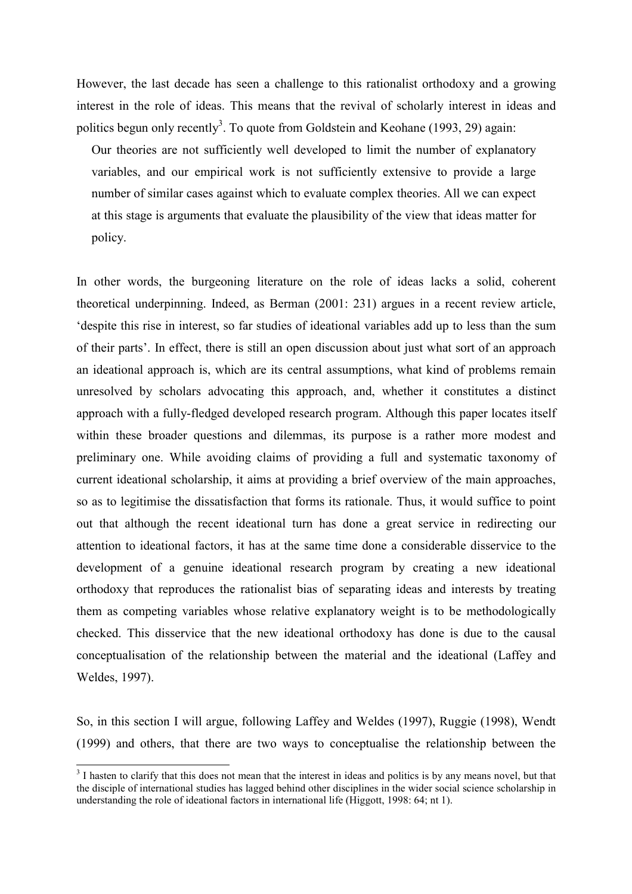However, the last decade has seen a challenge to this rationalist orthodoxy and a growing interest in the role of ideas. This means that the revival of scholarly interest in ideas and politics begun only recently[3]. To quote from Goldstein and Keohane (1993, 29) again:

> Our theories are not sufficiently well developed to limit the number of explanatory variables, and our empirical work is not sufficiently extensive to provide a large number of similar cases against which to evaluate complex theories. All we can expect at this stage is arguments that evaluate the plausibility of the view that ideas matter for policy.

In other words, the burgeoning literature on the role of ideas lacks a solid, coherent theoretical underpinning. Indeed, as Berman (2001: 231) argues in a recent review article, 'despite this rise in interest, so far studies of ideational variables add up to less than the sum of their parts'. In effect, there is still an open discussion about just what sort of an approach an ideational approach is, which are its central assumptions, what kind of problems remain unresolved by scholars advocating this approach, and, whether it constitutes a distinct approach with a fully-fledged developed research program. Although this paper locates itself within these broader questions and dilemmas, its purpose is a rather more modest and preliminary one. While avoiding claims of providing a full and systematic taxonomy of current ideational scholarship, it aims at providing a brief overview of the main approaches, so as to legitimise the dissatisfaction that forms its rationale. Thus, it would suffice to point out that although the recent ideational turn has done a great service in redirecting our attention to ideational factors, it has at the same time done a considerable disservice to the development of a genuine ideational research program by creating a new ideational orthodoxy that reproduces the rationalist bias of separating ideas and interests by treating them as competing variables whose relative explanatory weight is to be methodologically checked. This disservice that the new ideational orthodoxy has done is due to the causal conceptualisation of the relationship between the material and the ideational (Laffey and Weldes, 1997).

So, in this section I will argue, following Laffey and Weldes (1997), Ruggie (1998), Wendt (1999) and others, that there are two ways to conceptualise the relationship between the

[3] I hasten to clarify that this does not mean that the interest in ideas and politics is by any means novel, but that the disciple of international studies has lagged behind other disciplines in the wider social science scholarship in understanding the role of ideational factors in international life (Higgott, 1998: 64; nt 1).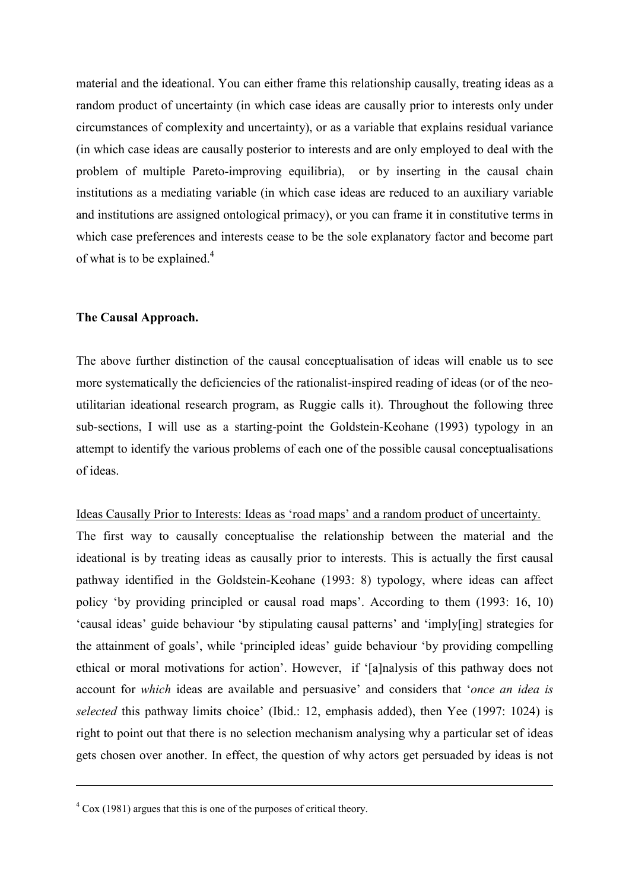material and the ideational. You can either frame this relationship causally, treating ideas as a random product of uncertainty (in which case ideas are causally prior to interests only under circumstances of complexity and uncertainty), or as a variable that explains residual variance (in which case ideas are causally posterior to interests and are only employed to deal with the problem of multiple Pareto-improving equilibria), or by inserting in the causal chain institutions as a mediating variable (in which case ideas are reduced to an auxiliary variable and institutions are assigned ontological primacy), or you can frame it in constitutive terms in which case preferences and interests cease to be the sole explanatory factor and become part of what is to be explained.[4]

**The Causal Approach.**

The above further distinction of the causal conceptualisation of ideas will enable us to see more systematically the deficiencies of the rationalist-inspired reading of ideas (or of the neo-utilitarian ideational research program, as Ruggie calls it). Throughout the following three sub-sections, I will use as a starting-point the Goldstein-Keohane (1993) typology in an attempt to identify the various problems of each one of the possible causal conceptualisations of ideas.

<u>Ideas Causally Prior to Interests: Ideas as 'road maps' and a random product of uncertainty.</u>

The first way to causally conceptualise the relationship between the material and the ideational is by treating ideas as causally prior to interests. This is actually the first causal pathway identified in the Goldstein-Keohane (1993: 8) typology, where ideas can affect policy 'by providing principled or causal road maps'. According to them (1993: 16, 10) 'causal ideas' guide behaviour 'by stipulating causal patterns' and 'imply[ing] strategies for the attainment of goals', while 'principled ideas' guide behaviour 'by providing compelling ethical or moral motivations for action'. However, if '[a]nalysis of this pathway does not account for *which* ideas are available and persuasive' and considers that '*once an idea is selected* this pathway limits choice' (Ibid.: 12, emphasis added), then Yee (1997: 1024) is right to point out that there is no selection mechanism analysing why a particular set of ideas gets chosen over another. In effect, the question of why actors get persuaded by ideas is not

[4] Cox (1981) argues that this is one of the purposes of critical theory.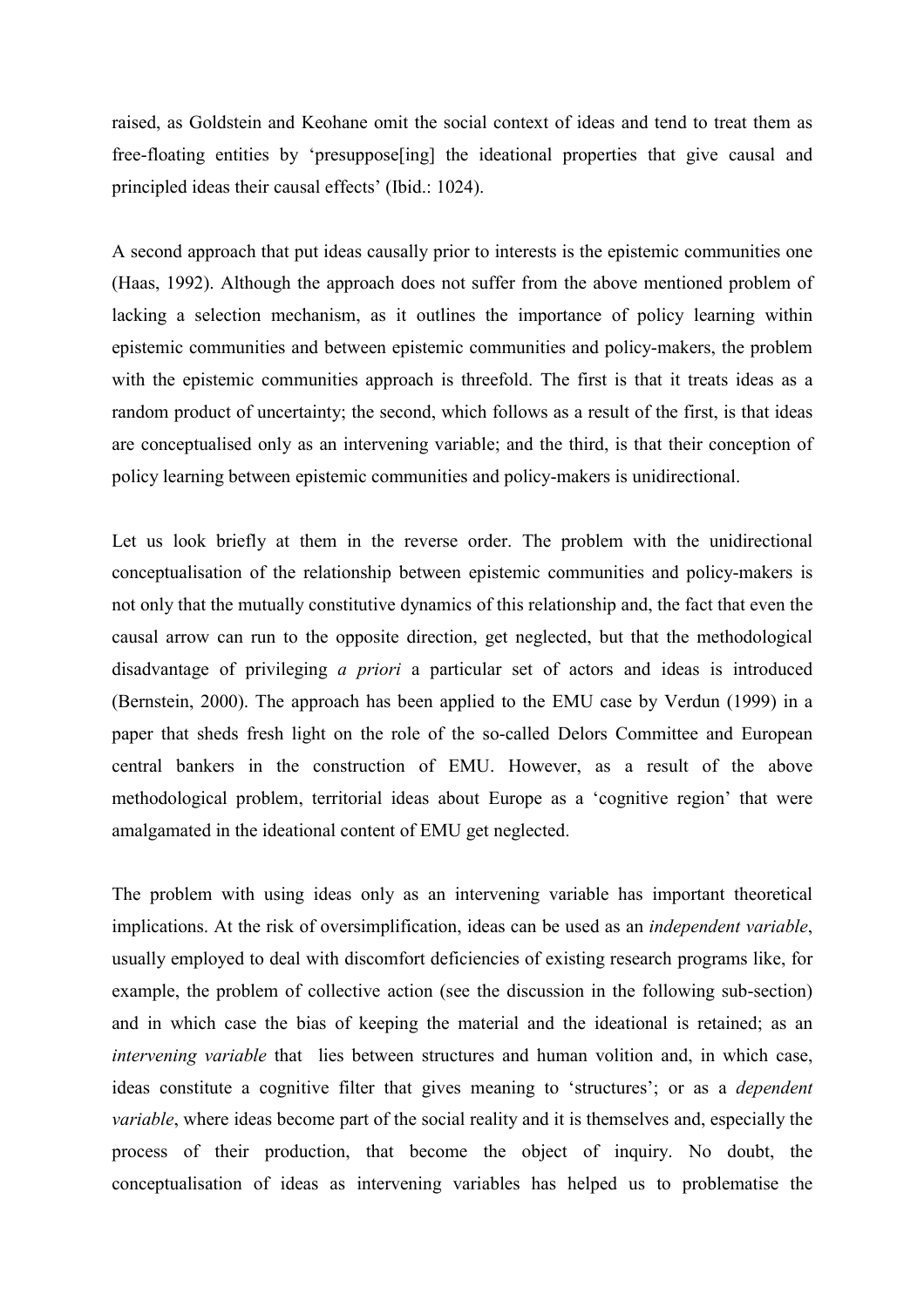raised, as Goldstein and Keohane omit the social context of ideas and tend to treat them as free-floating entities by 'presuppose[ing] the ideational properties that give causal and principled ideas their causal effects' (Ibid.: 1024).

A second approach that put ideas causally prior to interests is the epistemic communities one (Haas, 1992). Although the approach does not suffer from the above mentioned problem of lacking a selection mechanism, as it outlines the importance of policy learning within epistemic communities and between epistemic communities and policy-makers, the problem with the epistemic communities approach is threefold. The first is that it treats ideas as a random product of uncertainty; the second, which follows as a result of the first, is that ideas are conceptualised only as an intervening variable; and the third, is that their conception of policy learning between epistemic communities and policy-makers is unidirectional.

Let us look briefly at them in the reverse order. The problem with the unidirectional conceptualisation of the relationship between epistemic communities and policy-makers is not only that the mutually constitutive dynamics of this relationship and, the fact that even the causal arrow can run to the opposite direction, get neglected, but that the methodological disadvantage of privileging *a priori* a particular set of actors and ideas is introduced (Bernstein, 2000). The approach has been applied to the EMU case by Verdun (1999) in a paper that sheds fresh light on the role of the so-called Delors Committee and European central bankers in the construction of EMU. However, as a result of the above methodological problem, territorial ideas about Europe as a 'cognitive region' that were amalgamated in the ideational content of EMU get neglected.

The problem with using ideas only as an intervening variable has important theoretical implications. At the risk of oversimplification, ideas can be used as an *independent variable*, usually employed to deal with discomfort deficiencies of existing research programs like, for example, the problem of collective action (see the discussion in the following sub-section) and in which case the bias of keeping the material and the ideational is retained; as an *intervening variable* that lies between structures and human volition and, in which case, ideas constitute a cognitive filter that gives meaning to 'structures'; or as a *dependent variable*, where ideas become part of the social reality and it is themselves and, especially the process of their production, that become the object of inquiry. No doubt, the conceptualisation of ideas as intervening variables has helped us to problematise the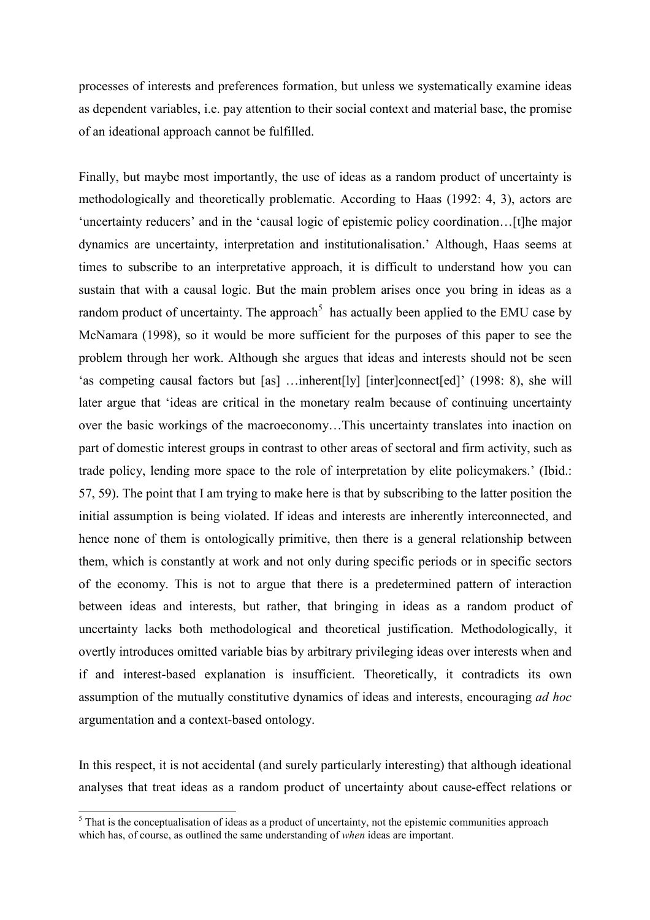processes of interests and preferences formation, but unless we systematically examine ideas as dependent variables, i.e. pay attention to their social context and material base, the promise of an ideational approach cannot be fulfilled.

Finally, but maybe most importantly, the use of ideas as a random product of uncertainty is methodologically and theoretically problematic. According to Haas (1992: 4, 3), actors are 'uncertainty reducers' and in the 'causal logic of epistemic policy coordination…[t]he major dynamics are uncertainty, interpretation and institutionalisation.' Although, Haas seems at times to subscribe to an interpretative approach, it is difficult to understand how you can sustain that with a causal logic. But the main problem arises once you bring in ideas as a random product of uncertainty. The approach[5] has actually been applied to the EMU case by McNamara (1998), so it would be more sufficient for the purposes of this paper to see the problem through her work. Although she argues that ideas and interests should not be seen 'as competing causal factors but [as] …inherent[ly] [inter]connect[ed]' (1998: 8), she will later argue that 'ideas are critical in the monetary realm because of continuing uncertainty over the basic workings of the macroeconomy…This uncertainty translates into inaction on part of domestic interest groups in contrast to other areas of sectoral and firm activity, such as trade policy, lending more space to the role of interpretation by elite policymakers.' (Ibid.: 57, 59). The point that I am trying to make here is that by subscribing to the latter position the initial assumption is being violated. If ideas and interests are inherently interconnected, and hence none of them is ontologically primitive, then there is a general relationship between them, which is constantly at work and not only during specific periods or in specific sectors of the economy. This is not to argue that there is a predetermined pattern of interaction between ideas and interests, but rather, that bringing in ideas as a random product of uncertainty lacks both methodological and theoretical justification. Methodologically, it overtly introduces omitted variable bias by arbitrary privileging ideas over interests when and if and interest-based explanation is insufficient. Theoretically, it contradicts its own assumption of the mutually constitutive dynamics of ideas and interests, encouraging *ad hoc* argumentation and a context-based ontology.

In this respect, it is not accidental (and surely particularly interesting) that although ideational analyses that treat ideas as a random product of uncertainty about cause-effect relations or

[5] That is the conceptualisation of ideas as a product of uncertainty, not the epistemic communities approach which has, of course, as outlined the same understanding of *when* ideas are important.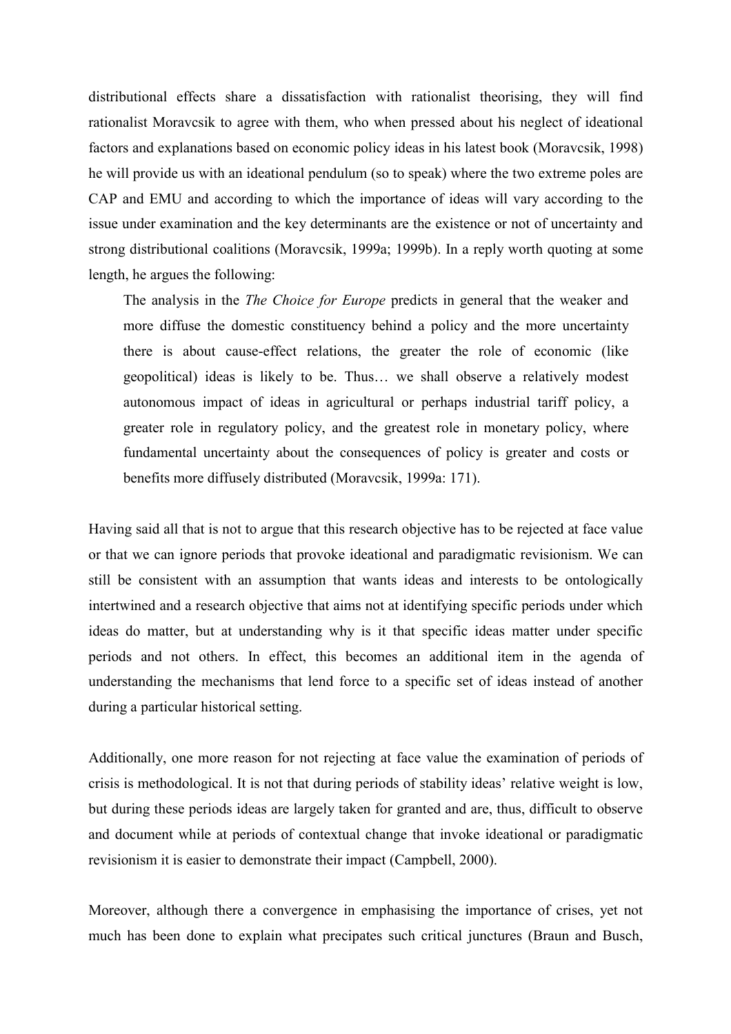distributional effects share a dissatisfaction with rationalist theorising, they will find rationalist Moravcsik to agree with them, who when pressed about his neglect of ideational factors and explanations based on economic policy ideas in his latest book (Moravcsik, 1998) he will provide us with an ideational pendulum (so to speak) where the two extreme poles are CAP and EMU and according to which the importance of ideas will vary according to the issue under examination and the key determinants are the existence or not of uncertainty and strong distributional coalitions (Moravcsik, 1999a; 1999b). In a reply worth quoting at some length, he argues the following:

> The analysis in the *The Choice for Europe* predicts in general that the weaker and more diffuse the domestic constituency behind a policy and the more uncertainty there is about cause-effect relations, the greater the role of economic (like geopolitical) ideas is likely to be. Thus… we shall observe a relatively modest autonomous impact of ideas in agricultural or perhaps industrial tariff policy, a greater role in regulatory policy, and the greatest role in monetary policy, where fundamental uncertainty about the consequences of policy is greater and costs or benefits more diffusely distributed (Moravcsik, 1999a: 171).

Having said all that is not to argue that this research objective has to be rejected at face value or that we can ignore periods that provoke ideational and paradigmatic revisionism. We can still be consistent with an assumption that wants ideas and interests to be ontologically intertwined and a research objective that aims not at identifying specific periods under which ideas do matter, but at understanding why is it that specific ideas matter under specific periods and not others. In effect, this becomes an additional item in the agenda of understanding the mechanisms that lend force to a specific set of ideas instead of another during a particular historical setting.

Additionally, one more reason for not rejecting at face value the examination of periods of crisis is methodological. It is not that during periods of stability ideas' relative weight is low, but during these periods ideas are largely taken for granted and are, thus, difficult to observe and document while at periods of contextual change that invoke ideational or paradigmatic revisionism it is easier to demonstrate their impact (Campbell, 2000).

Moreover, although there a convergence in emphasising the importance of crises, yet not much has been done to explain what precipates such critical junctures (Braun and Busch,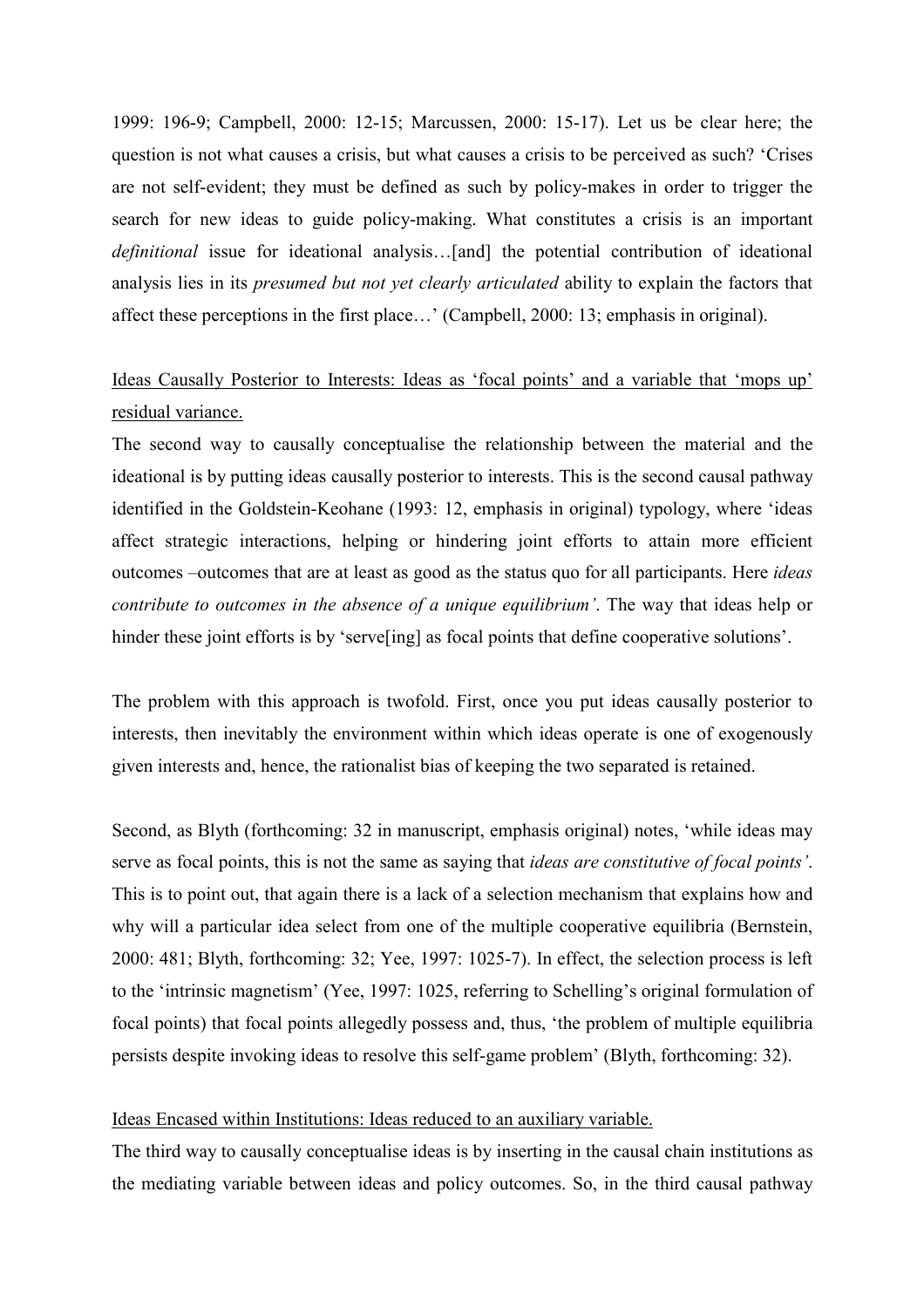1999: 196-9; Campbell, 2000: 12-15; Marcussen, 2000: 15-17). Let us be clear here; the question is not what causes a crisis, but what causes a crisis to be perceived as such? 'Crises are not self-evident; they must be defined as such by policy-makes in order to trigger the search for new ideas to guide policy-making. What constitutes a crisis is an important *definitional* issue for ideational analysis…[and] the potential contribution of ideational analysis lies in its *presumed but not yet clearly articulated* ability to explain the factors that affect these perceptions in the first place…' (Campbell, 2000: 13; emphasis in original).

<u>Ideas Causally Posterior to Interests: Ideas as 'focal points' and a variable that 'mops up' residual variance.</u>

The second way to causally conceptualise the relationship between the material and the ideational is by putting ideas causally posterior to interests. This is the second causal pathway identified in the Goldstein-Keohane (1993: 12, emphasis in original) typology, where 'ideas affect strategic interactions, helping or hindering joint efforts to attain more efficient outcomes –outcomes that are at least as good as the status quo for all participants. Here *ideas contribute to outcomes in the absence of a unique equilibrium'*. The way that ideas help or hinder these joint efforts is by 'serve[ing] as focal points that define cooperative solutions'.

The problem with this approach is twofold. First, once you put ideas causally posterior to interests, then inevitably the environment within which ideas operate is one of exogenously given interests and, hence, the rationalist bias of keeping the two separated is retained.

Second, as Blyth (forthcoming: 32 in manuscript, emphasis original) notes, 'while ideas may serve as focal points, this is not the same as saying that *ideas are constitutive of focal points'*. This is to point out, that again there is a lack of a selection mechanism that explains how and why will a particular idea select from one of the multiple cooperative equilibria (Bernstein, 2000: 481; Blyth, forthcoming: 32; Yee, 1997: 1025-7). In effect, the selection process is left to the 'intrinsic magnetism' (Yee, 1997: 1025, referring to Schelling's original formulation of focal points) that focal points allegedly possess and, thus, 'the problem of multiple equilibria persists despite invoking ideas to resolve this self-game problem' (Blyth, forthcoming: 32).

<u>Ideas Encased within Institutions: Ideas reduced to an auxiliary variable.</u>

The third way to causally conceptualise ideas is by inserting in the causal chain institutions as the mediating variable between ideas and policy outcomes. So, in the third causal pathway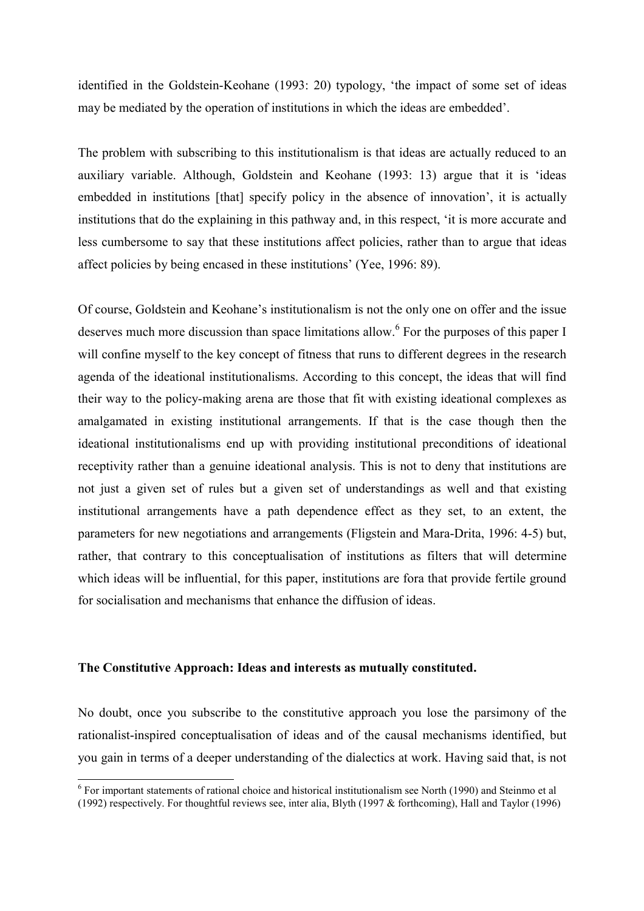identified in the Goldstein-Keohane (1993: 20) typology, 'the impact of some set of ideas may be mediated by the operation of institutions in which the ideas are embedded'.

The problem with subscribing to this institutionalism is that ideas are actually reduced to an auxiliary variable. Although, Goldstein and Keohane (1993: 13) argue that it is 'ideas embedded in institutions [that] specify policy in the absence of innovation', it is actually institutions that do the explaining in this pathway and, in this respect, 'it is more accurate and less cumbersome to say that these institutions affect policies, rather than to argue that ideas affect policies by being encased in these institutions' (Yee, 1996: 89).

Of course, Goldstein and Keohane's institutionalism is not the only one on offer and the issue deserves much more discussion than space limitations allow.[6] For the purposes of this paper I will confine myself to the key concept of fitness that runs to different degrees in the research agenda of the ideational institutionalisms. According to this concept, the ideas that will find their way to the policy-making arena are those that fit with existing ideational complexes as amalgamated in existing institutional arrangements. If that is the case though then the ideational institutionalisms end up with providing institutional preconditions of ideational receptivity rather than a genuine ideational analysis. This is not to deny that institutions are not just a given set of rules but a given set of understandings as well and that existing institutional arrangements have a path dependence effect as they set, to an extent, the parameters for new negotiations and arrangements (Fligstein and Mara-Drita, 1996: 4-5) but, rather, that contrary to this conceptualisation of institutions as filters that will determine which ideas will be influential, for this paper, institutions are fora that provide fertile ground for socialisation and mechanisms that enhance the diffusion of ideas.

## The Constitutive Approach: Ideas and interests as mutually constituted.

No doubt, once you subscribe to the constitutive approach you lose the parsimony of the rationalist-inspired conceptualisation of ideas and of the causal mechanisms identified, but you gain in terms of a deeper understanding of the dialectics at work. Having said that, is not

[6] For important statements of rational choice and historical institutionalism see North (1990) and Steinmo et al (1992) respectively. For thoughtful reviews see, inter alia, Blyth (1997 & forthcoming), Hall and Taylor (1996)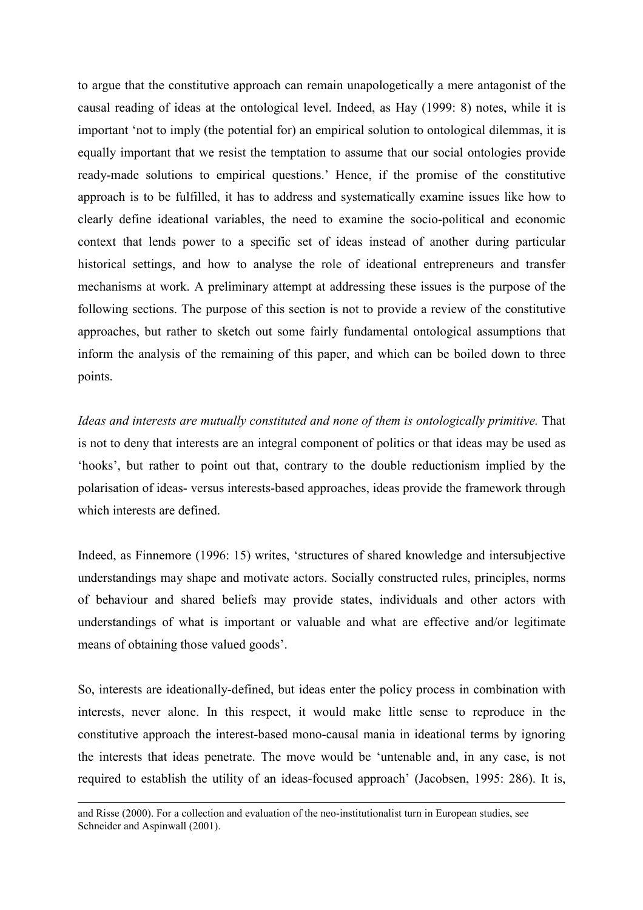to argue that the constitutive approach can remain unapologetically a mere antagonist of the causal reading of ideas at the ontological level. Indeed, as Hay (1999: 8) notes, while it is important 'not to imply (the potential for) an empirical solution to ontological dilemmas, it is equally important that we resist the temptation to assume that our social ontologies provide ready-made solutions to empirical questions.' Hence, if the promise of the constitutive approach is to be fulfilled, it has to address and systematically examine issues like how to clearly define ideational variables, the need to examine the socio-political and economic context that lends power to a specific set of ideas instead of another during particular historical settings, and how to analyse the role of ideational entrepreneurs and transfer mechanisms at work. A preliminary attempt at addressing these issues is the purpose of the following sections. The purpose of this section is not to provide a review of the constitutive approaches, but rather to sketch out some fairly fundamental ontological assumptions that inform the analysis of the remaining of this paper, and which can be boiled down to three points.

*Ideas and interests are mutually constituted and none of them is ontologically primitive.* That is not to deny that interests are an integral component of politics or that ideas may be used as 'hooks', but rather to point out that, contrary to the double reductionism implied by the polarisation of ideas- versus interests-based approaches, ideas provide the framework through which interests are defined.

Indeed, as Finnemore (1996: 15) writes, 'structures of shared knowledge and intersubjective understandings may shape and motivate actors. Socially constructed rules, principles, norms of behaviour and shared beliefs may provide states, individuals and other actors with understandings of what is important or valuable and what are effective and/or legitimate means of obtaining those valued goods'.

So, interests are ideationally-defined, but ideas enter the policy process in combination with interests, never alone. In this respect, it would make little sense to reproduce in the constitutive approach the interest-based mono-causal mania in ideational terms by ignoring the interests that ideas penetrate. The move would be 'untenable and, in any case, is not required to establish the utility of an ideas-focused approach' (Jacobsen, 1995: 286). It is,

---

and Risse (2000). For a collection and evaluation of the neo-institutionalist turn in European studies, see Schneider and Aspinwall (2001).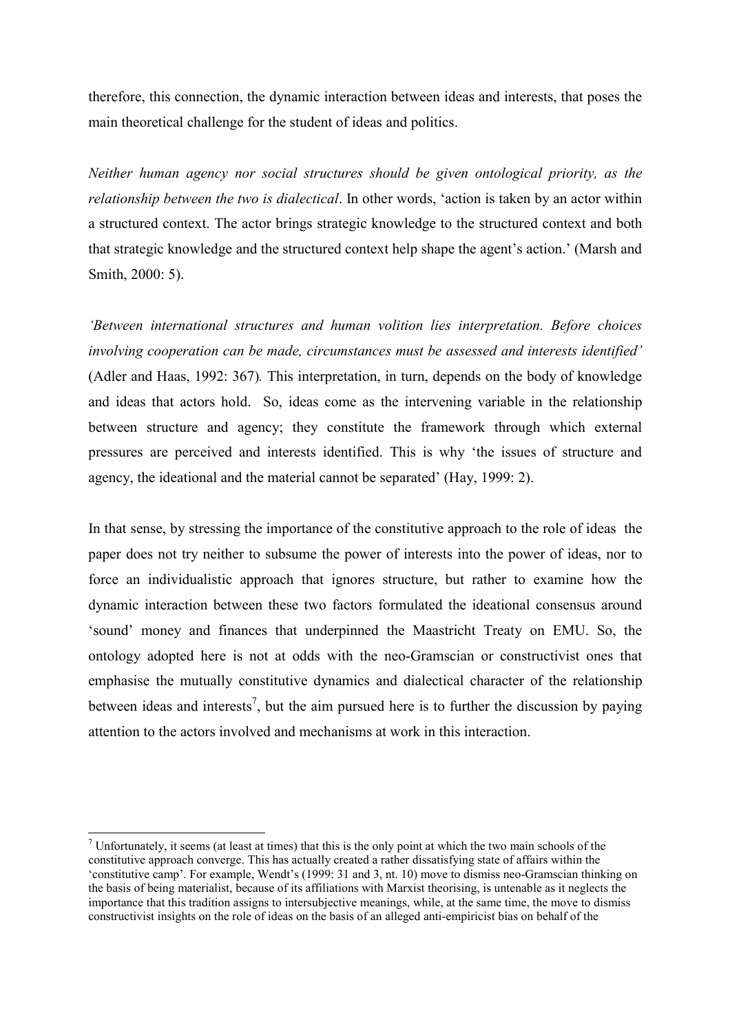therefore, this connection, the dynamic interaction between ideas and interests, that poses the main theoretical challenge for the student of ideas and politics.

*Neither human agency nor social structures should be given ontological priority, as the relationship between the two is dialectical*. In other words, 'action is taken by an actor within a structured context. The actor brings strategic knowledge to the structured context and both that strategic knowledge and the structured context help shape the agent's action.' (Marsh and Smith, 2000: 5).

*'Between international structures and human volition lies interpretation. Before choices involving cooperation can be made, circumstances must be assessed and interests identified'* (Adler and Haas, 1992: 367)*.* This interpretation, in turn, depends on the body of knowledge and ideas that actors hold. So, ideas come as the intervening variable in the relationship between structure and agency; they constitute the framework through which external pressures are perceived and interests identified. This is why 'the issues of structure and agency, the ideational and the material cannot be separated' (Hay, 1999: 2).

In that sense, by stressing the importance of the constitutive approach to the role of ideas the paper does not try neither to subsume the power of interests into the power of ideas, nor to force an individualistic approach that ignores structure, but rather to examine how the dynamic interaction between these two factors formulated the ideational consensus around 'sound' money and finances that underpinned the Maastricht Treaty on EMU. So, the ontology adopted here is not at odds with the neo-Gramscian or constructivist ones that emphasise the mutually constitutive dynamics and dialectical character of the relationship between ideas and interests[7], but the aim pursued here is to further the discussion by paying attention to the actors involved and mechanisms at work in this interaction.

[7] Unfortunately, it seems (at least at times) that this is the only point at which the two main schools of the constitutive approach converge. This has actually created a rather dissatisfying state of affairs within the 'constitutive camp'. For example, Wendt's (1999: 31 and 3, nt. 10) move to dismiss neo-Gramscian thinking on the basis of being materialist, because of its affiliations with Marxist theorising, is untenable as it neglects the importance that this tradition assigns to intersubjective meanings, while, at the same time, the move to dismiss constructivist insights on the role of ideas on the basis of an alleged anti-empiricist bias on behalf of the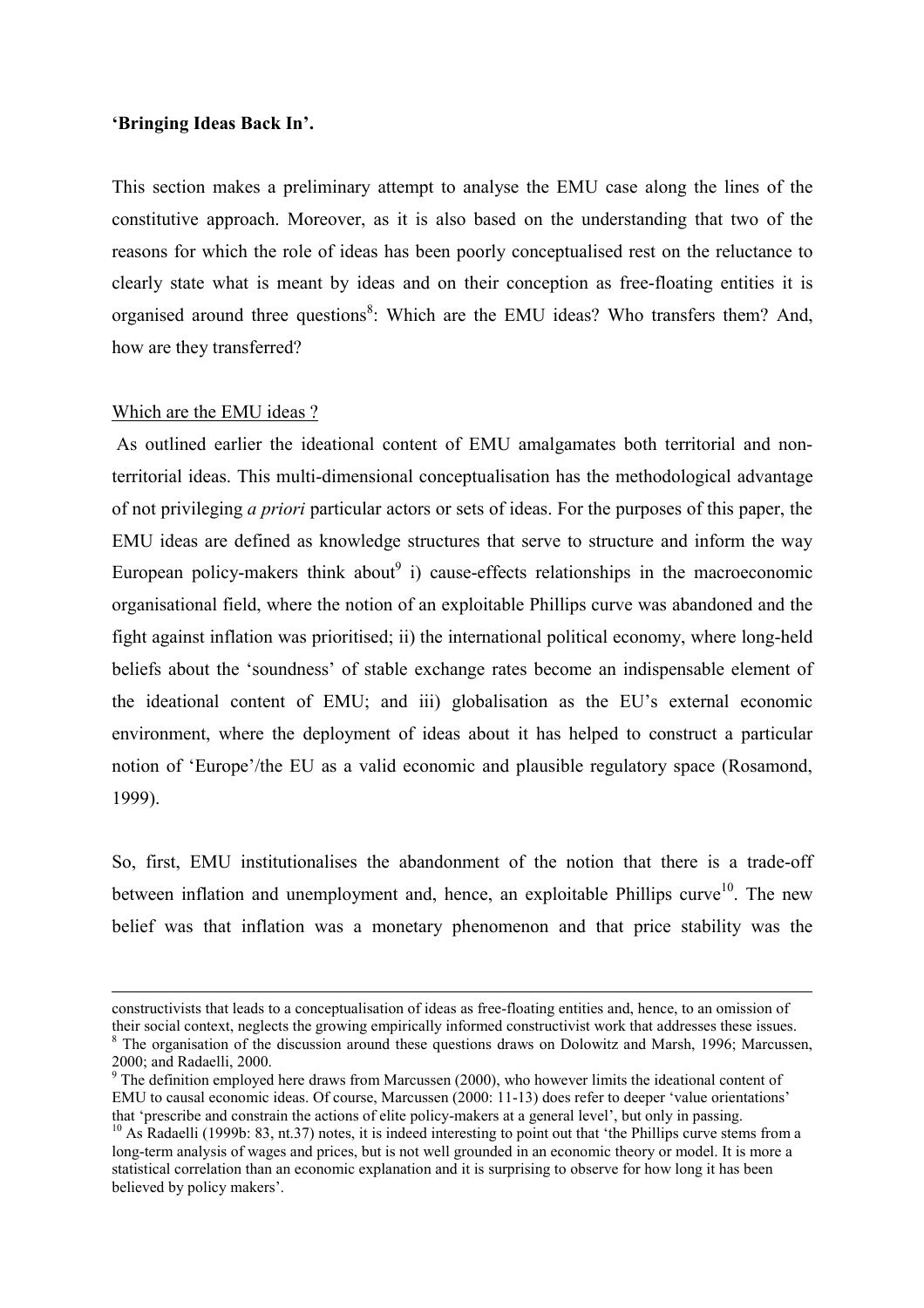**'Bringing Ideas Back In'.**

This section makes a preliminary attempt to analyse the EMU case along the lines of the constitutive approach. Moreover, as it is also based on the understanding that two of the reasons for which the role of ideas has been poorly conceptualised rest on the reluctance to clearly state what is meant by ideas and on their conception as free-floating entities it is organised around three questions[8]: Which are the EMU ideas? Who transfers them? And, how are they transferred?

Which are the EMU ideas ?

As outlined earlier the ideational content of EMU amalgamates both territorial and non-territorial ideas. This multi-dimensional conceptualisation has the methodological advantage of not privileging *a priori* particular actors or sets of ideas. For the purposes of this paper, the EMU ideas are defined as knowledge structures that serve to structure and inform the way European policy-makers think about[9] i) cause-effects relationships in the macroeconomic organisational field, where the notion of an exploitable Phillips curve was abandoned and the fight against inflation was prioritised; ii) the international political economy, where long-held beliefs about the 'soundness' of stable exchange rates become an indispensable element of the ideational content of EMU; and iii) globalisation as the EU's external economic environment, where the deployment of ideas about it has helped to construct a particular notion of 'Europe'/the EU as a valid economic and plausible regulatory space (Rosamond, 1999).

So, first, EMU institutionalises the abandonment of the notion that there is a trade-off between inflation and unemployment and, hence, an exploitable Phillips curve[10]. The new belief was that inflation was a monetary phenomenon and that price stability was the

---

constructivists that leads to a conceptualisation of ideas as free-floating entities and, hence, to an omission of their social context, neglects the growing empirically informed constructivist work that addresses these issues.

[8] The organisation of the discussion around these questions draws on Dolowitz and Marsh, 1996; Marcussen, 2000; and Radaelli, 2000.

[9] The definition employed here draws from Marcussen (2000), who however limits the ideational content of EMU to causal economic ideas. Of course, Marcussen (2000: 11-13) does refer to deeper 'value orientations' that 'prescribe and constrain the actions of elite policy-makers at a general level', but only in passing.

[10] As Radaelli (1999b: 83, nt.37) notes, it is indeed interesting to point out that 'the Phillips curve stems from a long-term analysis of wages and prices, but is not well grounded in an economic theory or model. It is more a statistical correlation than an economic explanation and it is surprising to observe for how long it has been believed by policy makers'.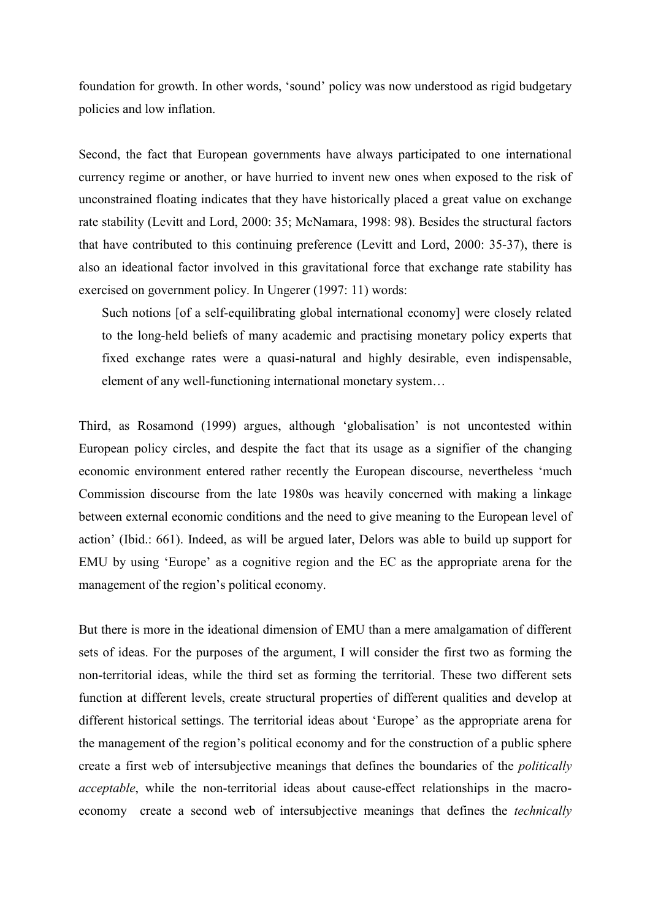foundation for growth. In other words, 'sound' policy was now understood as rigid budgetary policies and low inflation.

Second, the fact that European governments have always participated to one international currency regime or another, or have hurried to invent new ones when exposed to the risk of unconstrained floating indicates that they have historically placed a great value on exchange rate stability (Levitt and Lord, 2000: 35; McNamara, 1998: 98). Besides the structural factors that have contributed to this continuing preference (Levitt and Lord, 2000: 35-37), there is also an ideational factor involved in this gravitational force that exchange rate stability has exercised on government policy. In Ungerer (1997: 11) words:

> Such notions [of a self-equilibrating global international economy] were closely related to the long-held beliefs of many academic and practising monetary policy experts that fixed exchange rates were a quasi-natural and highly desirable, even indispensable, element of any well-functioning international monetary system…

Third, as Rosamond (1999) argues, although 'globalisation' is not uncontested within European policy circles, and despite the fact that its usage as a signifier of the changing economic environment entered rather recently the European discourse, nevertheless 'much Commission discourse from the late 1980s was heavily concerned with making a linkage between external economic conditions and the need to give meaning to the European level of action' (Ibid.: 661). Indeed, as will be argued later, Delors was able to build up support for EMU by using 'Europe' as a cognitive region and the EC as the appropriate arena for the management of the region's political economy.

But there is more in the ideational dimension of EMU than a mere amalgamation of different sets of ideas. For the purposes of the argument, I will consider the first two as forming the non-territorial ideas, while the third set as forming the territorial. These two different sets function at different levels, create structural properties of different qualities and develop at different historical settings. The territorial ideas about 'Europe' as the appropriate arena for the management of the region's political economy and for the construction of a public sphere create a first web of intersubjective meanings that defines the boundaries of the *politically acceptable*, while the non-territorial ideas about cause-effect relationships in the macro-economy create a second web of intersubjective meanings that defines the *technically*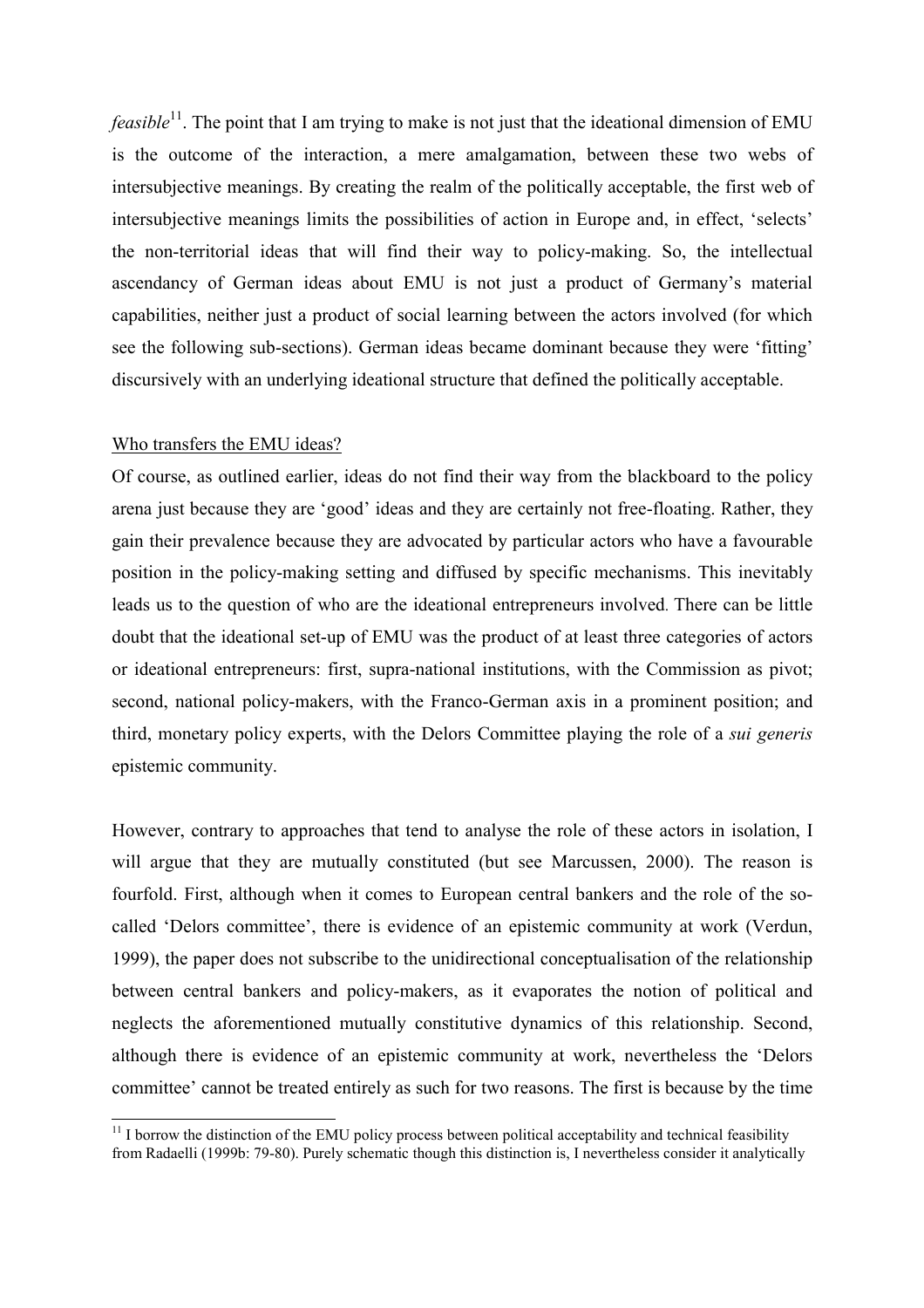*feasible*[11]. The point that I am trying to make is not just that the ideational dimension of EMU is the outcome of the interaction, a mere amalgamation, between these two webs of intersubjective meanings. By creating the realm of the politically acceptable, the first web of intersubjective meanings limits the possibilities of action in Europe and, in effect, 'selects' the non-territorial ideas that will find their way to policy-making. So, the intellectual ascendancy of German ideas about EMU is not just a product of Germany's material capabilities, neither just a product of social learning between the actors involved (for which see the following sub-sections). German ideas became dominant because they were 'fitting' discursively with an underlying ideational structure that defined the politically acceptable.

<u>Who transfers the EMU ideas?</u>

Of course, as outlined earlier, ideas do not find their way from the blackboard to the policy arena just because they are 'good' ideas and they are certainly not free-floating. Rather, they gain their prevalence because they are advocated by particular actors who have a favourable position in the policy-making setting and diffused by specific mechanisms. This inevitably leads us to the question of who are the ideational entrepreneurs involved. There can be little doubt that the ideational set-up of EMU was the product of at least three categories of actors or ideational entrepreneurs: first, supra-national institutions, with the Commission as pivot; second, national policy-makers, with the Franco-German axis in a prominent position; and third, monetary policy experts, with the Delors Committee playing the role of a *sui generis* epistemic community.

However, contrary to approaches that tend to analyse the role of these actors in isolation, I will argue that they are mutually constituted (but see Marcussen, 2000). The reason is fourfold. First, although when it comes to European central bankers and the role of the so-called 'Delors committee', there is evidence of an epistemic community at work (Verdun, 1999), the paper does not subscribe to the unidirectional conceptualisation of the relationship between central bankers and policy-makers, as it evaporates the notion of political and neglects the aforementioned mutually constitutive dynamics of this relationship. Second, although there is evidence of an epistemic community at work, nevertheless the 'Delors committee' cannot be treated entirely as such for two reasons. The first is because by the time

[11] I borrow the distinction of the EMU policy process between political acceptability and technical feasibility from Radaelli (1999b: 79-80). Purely schematic though this distinction is, I nevertheless consider it analytically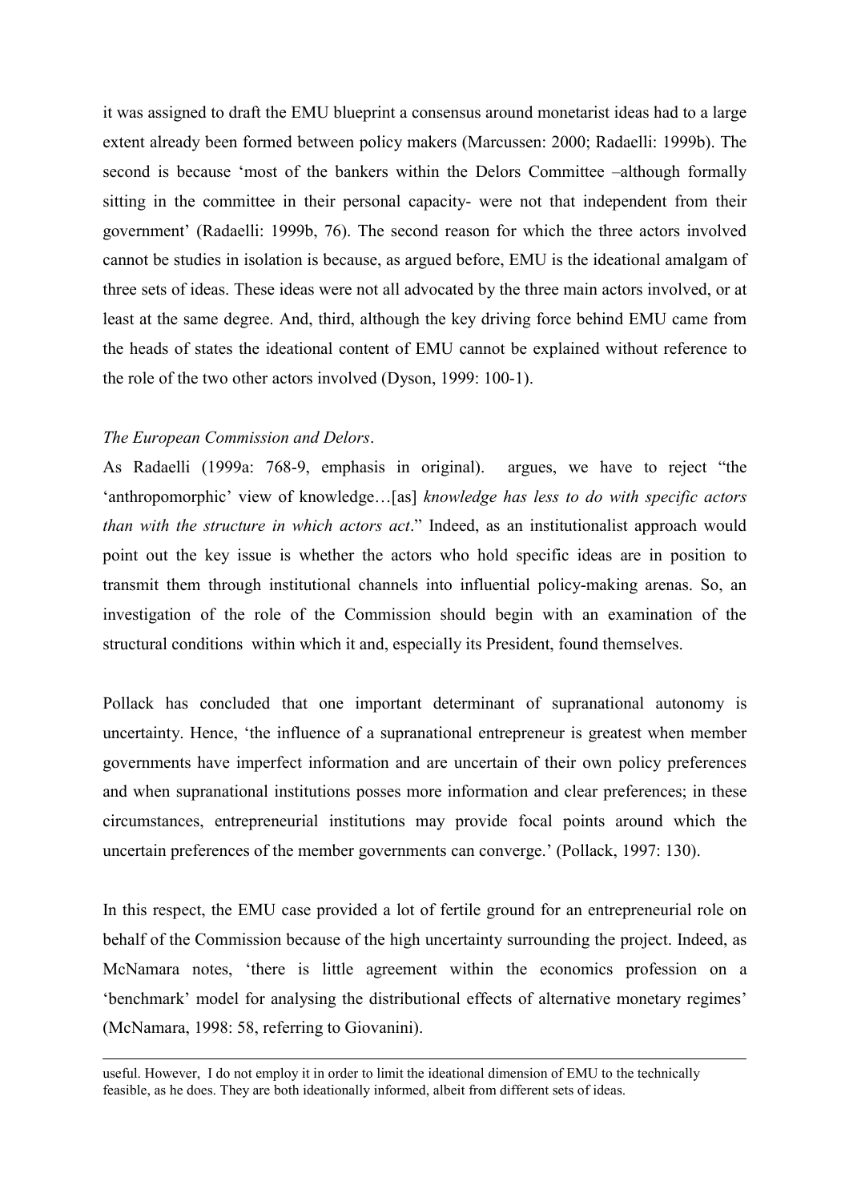it was assigned to draft the EMU blueprint a consensus around monetarist ideas had to a large extent already been formed between policy makers (Marcussen: 2000; Radaelli: 1999b). The second is because 'most of the bankers within the Delors Committee –although formally sitting in the committee in their personal capacity- were not that independent from their government' (Radaelli: 1999b, 76). The second reason for which the three actors involved cannot be studies in isolation is because, as argued before, EMU is the ideational amalgam of three sets of ideas. These ideas were not all advocated by the three main actors involved, or at least at the same degree. And, third, although the key driving force behind EMU came from the heads of states the ideational content of EMU cannot be explained without reference to the role of the two other actors involved (Dyson, 1999: 100-1).

*The European Commission and Delors*.

As Radaelli (1999a: 768-9, emphasis in original). argues, we have to reject "the 'anthropomorphic' view of knowledge…[as] *knowledge has less to do with specific actors than with the structure in which actors act*." Indeed, as an institutionalist approach would point out the key issue is whether the actors who hold specific ideas are in position to transmit them through institutional channels into influential policy-making arenas. So, an investigation of the role of the Commission should begin with an examination of the structural conditions within which it and, especially its President, found themselves.

Pollack has concluded that one important determinant of supranational autonomy is uncertainty. Hence, 'the influence of a supranational entrepreneur is greatest when member governments have imperfect information and are uncertain of their own policy preferences and when supranational institutions posses more information and clear preferences; in these circumstances, entrepreneurial institutions may provide focal points around which the uncertain preferences of the member governments can converge.' (Pollack, 1997: 130).

In this respect, the EMU case provided a lot of fertile ground for an entrepreneurial role on behalf of the Commission because of the high uncertainty surrounding the project. Indeed, as McNamara notes, 'there is little agreement within the economics profession on a 'benchmark' model for analysing the distributional effects of alternative monetary regimes' (McNamara, 1998: 58, referring to Giovanini).

---

useful. However, I do not employ it in order to limit the ideational dimension of EMU to the technically feasible, as he does. They are both ideationally informed, albeit from different sets of ideas.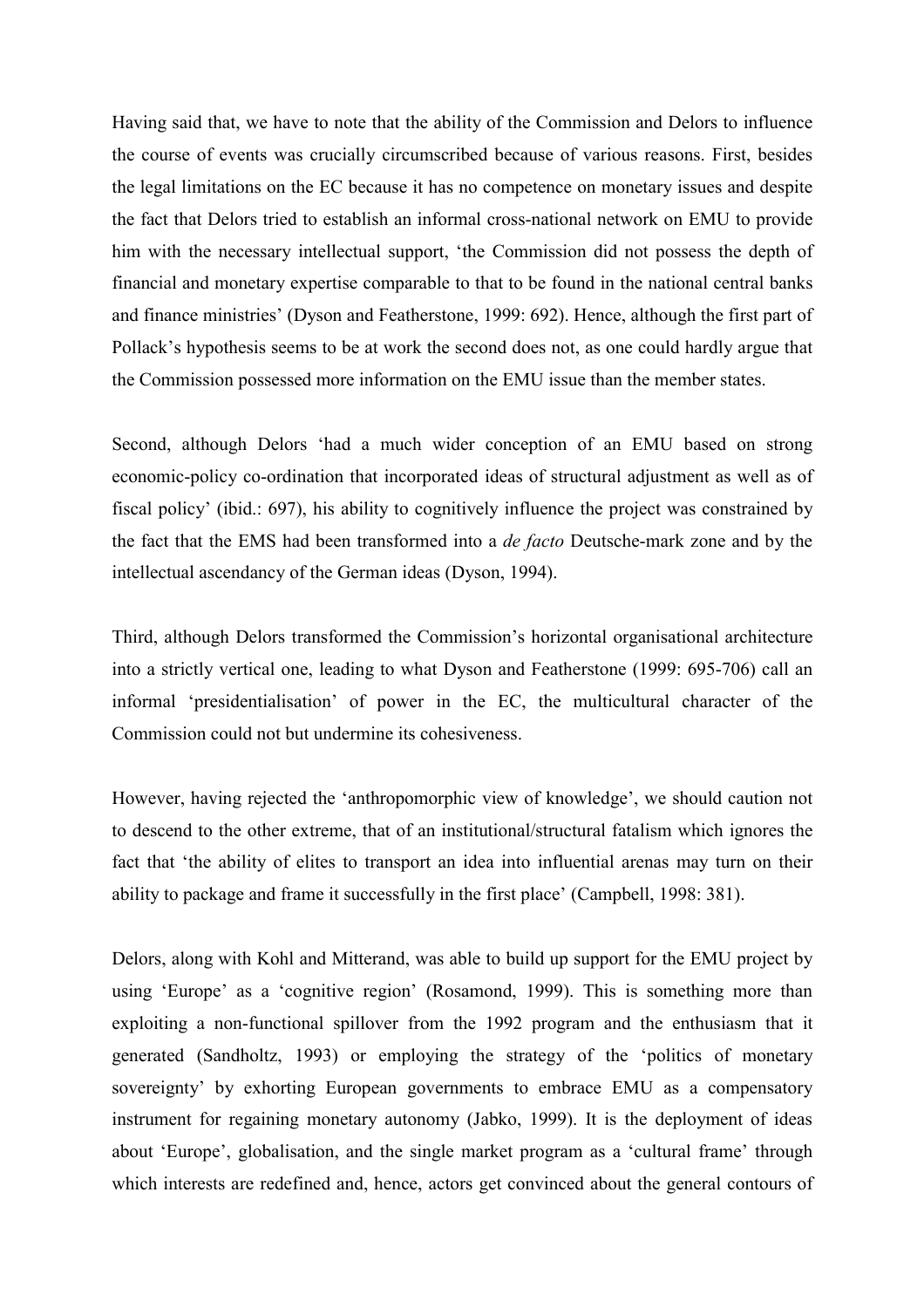Having said that, we have to note that the ability of the Commission and Delors to influence the course of events was crucially circumscribed because of various reasons. First, besides the legal limitations on the EC because it has no competence on monetary issues and despite the fact that Delors tried to establish an informal cross-national network on EMU to provide him with the necessary intellectual support, 'the Commission did not possess the depth of financial and monetary expertise comparable to that to be found in the national central banks and finance ministries' (Dyson and Featherstone, 1999: 692). Hence, although the first part of Pollack's hypothesis seems to be at work the second does not, as one could hardly argue that the Commission possessed more information on the EMU issue than the member states.

Second, although Delors 'had a much wider conception of an EMU based on strong economic-policy co-ordination that incorporated ideas of structural adjustment as well as of fiscal policy' (ibid.: 697), his ability to cognitively influence the project was constrained by the fact that the EMS had been transformed into a *de facto* Deutsche-mark zone and by the intellectual ascendancy of the German ideas (Dyson, 1994).

Third, although Delors transformed the Commission's horizontal organisational architecture into a strictly vertical one, leading to what Dyson and Featherstone (1999: 695-706) call an informal 'presidentialisation' of power in the EC, the multicultural character of the Commission could not but undermine its cohesiveness.

However, having rejected the 'anthropomorphic view of knowledge', we should caution not to descend to the other extreme, that of an institutional/structural fatalism which ignores the fact that 'the ability of elites to transport an idea into influential arenas may turn on their ability to package and frame it successfully in the first place' (Campbell, 1998: 381).

Delors, along with Kohl and Mitterand, was able to build up support for the EMU project by using 'Europe' as a 'cognitive region' (Rosamond, 1999). This is something more than exploiting a non-functional spillover from the 1992 program and the enthusiasm that it generated (Sandholtz, 1993) or employing the strategy of the 'politics of monetary sovereignty' by exhorting European governments to embrace EMU as a compensatory instrument for regaining monetary autonomy (Jabko, 1999). It is the deployment of ideas about 'Europe', globalisation, and the single market program as a 'cultural frame' through which interests are redefined and, hence, actors get convinced about the general contours of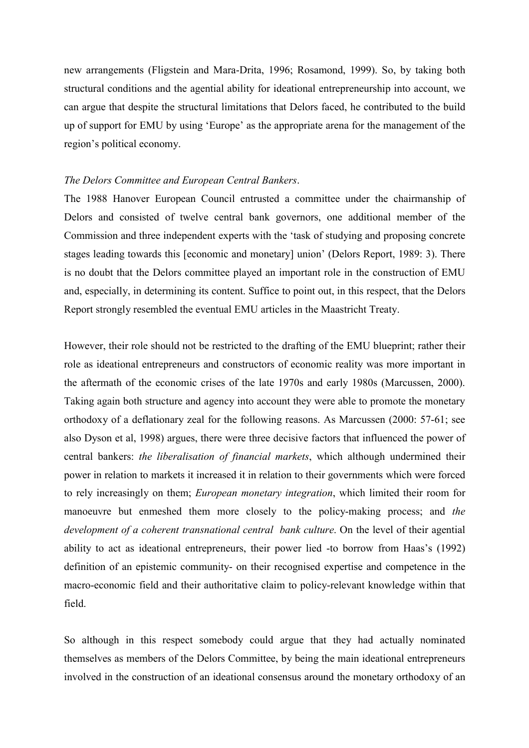new arrangements (Fligstein and Mara-Drita, 1996; Rosamond, 1999). So, by taking both structural conditions and the agential ability for ideational entrepreneurship into account, we can argue that despite the structural limitations that Delors faced, he contributed to the build up of support for EMU by using 'Europe' as the appropriate arena for the management of the region's political economy.

*The Delors Committee and European Central Bankers*.

The 1988 Hanover European Council entrusted a committee under the chairmanship of Delors and consisted of twelve central bank governors, one additional member of the Commission and three independent experts with the 'task of studying and proposing concrete stages leading towards this [economic and monetary] union' (Delors Report, 1989: 3). There is no doubt that the Delors committee played an important role in the construction of EMU and, especially, in determining its content. Suffice to point out, in this respect, that the Delors Report strongly resembled the eventual EMU articles in the Maastricht Treaty.

However, their role should not be restricted to the drafting of the EMU blueprint; rather their role as ideational entrepreneurs and constructors of economic reality was more important in the aftermath of the economic crises of the late 1970s and early 1980s (Marcussen, 2000). Taking again both structure and agency into account they were able to promote the monetary orthodoxy of a deflationary zeal for the following reasons. As Marcussen (2000: 57-61; see also Dyson et al, 1998) argues, there were three decisive factors that influenced the power of central bankers: *the liberalisation of financial markets*, which although undermined their power in relation to markets it increased it in relation to their governments which were forced to rely increasingly on them; *European monetary integration*, which limited their room for manoeuvre but enmeshed them more closely to the policy-making process; and *the development of a coherent transnational central bank culture*. On the level of their agential ability to act as ideational entrepreneurs, their power lied -to borrow from Haas's (1992) definition of an epistemic community- on their recognised expertise and competence in the macro-economic field and their authoritative claim to policy-relevant knowledge within that field.

So although in this respect somebody could argue that they had actually nominated themselves as members of the Delors Committee, by being the main ideational entrepreneurs involved in the construction of an ideational consensus around the monetary orthodoxy of an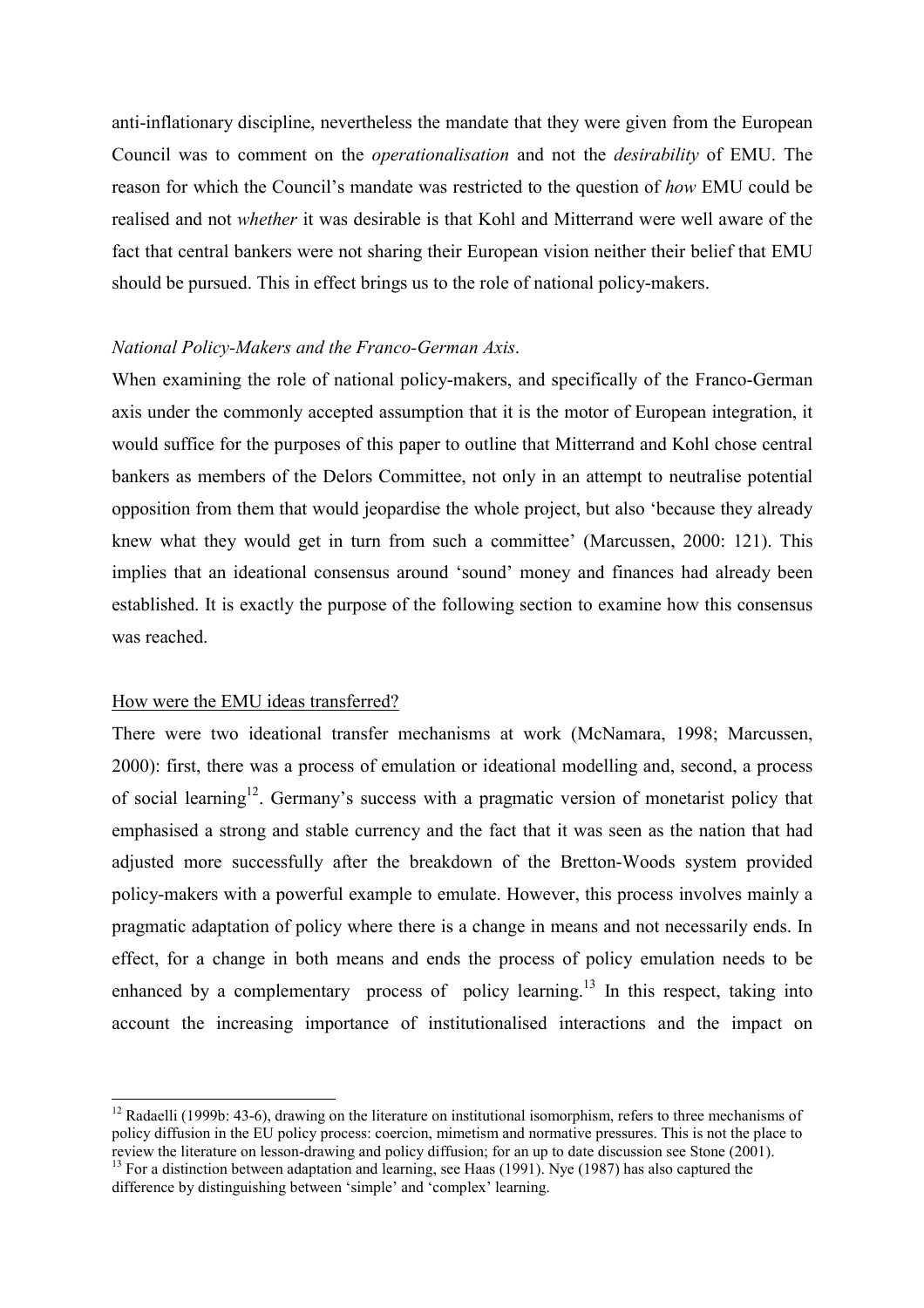anti-inflationary discipline, nevertheless the mandate that they were given from the European Council was to comment on the *operationalisation* and not the *desirability* of EMU. The reason for which the Council's mandate was restricted to the question of *how* EMU could be realised and not *whether* it was desirable is that Kohl and Mitterrand were well aware of the fact that central bankers were not sharing their European vision neither their belief that EMU should be pursued. This in effect brings us to the role of national policy-makers.

*National Policy-Makers and the Franco-German Axis*.

When examining the role of national policy-makers, and specifically of the Franco-German axis under the commonly accepted assumption that it is the motor of European integration, it would suffice for the purposes of this paper to outline that Mitterrand and Kohl chose central bankers as members of the Delors Committee, not only in an attempt to neutralise potential opposition from them that would jeopardise the whole project, but also 'because they already knew what they would get in turn from such a committee' (Marcussen, 2000: 121). This implies that an ideational consensus around 'sound' money and finances had already been established. It is exactly the purpose of the following section to examine how this consensus was reached.

<u>How were the EMU ideas transferred?</u>

There were two ideational transfer mechanisms at work (McNamara, 1998; Marcussen, 2000): first, there was a process of emulation or ideational modelling and, second, a process of social learning[12]. Germany's success with a pragmatic version of monetarist policy that emphasised a strong and stable currency and the fact that it was seen as the nation that had adjusted more successfully after the breakdown of the Bretton-Woods system provided policy-makers with a powerful example to emulate. However, this process involves mainly a pragmatic adaptation of policy where there is a change in means and not necessarily ends. In effect, for a change in both means and ends the process of policy emulation needs to be enhanced by a complementary process of policy learning.[13] In this respect, taking into account the increasing importance of institutionalised interactions and the impact on

---

[12] Radaelli (1999b: 43-6), drawing on the literature on institutional isomorphism, refers to three mechanisms of policy diffusion in the EU policy process: coercion, mimetism and normative pressures. This is not the place to review the literature on lesson-drawing and policy diffusion; for an up to date discussion see Stone (2001).

[13] For a distinction between adaptation and learning, see Haas (1991). Nye (1987) has also captured the difference by distinguishing between 'simple' and 'complex' learning.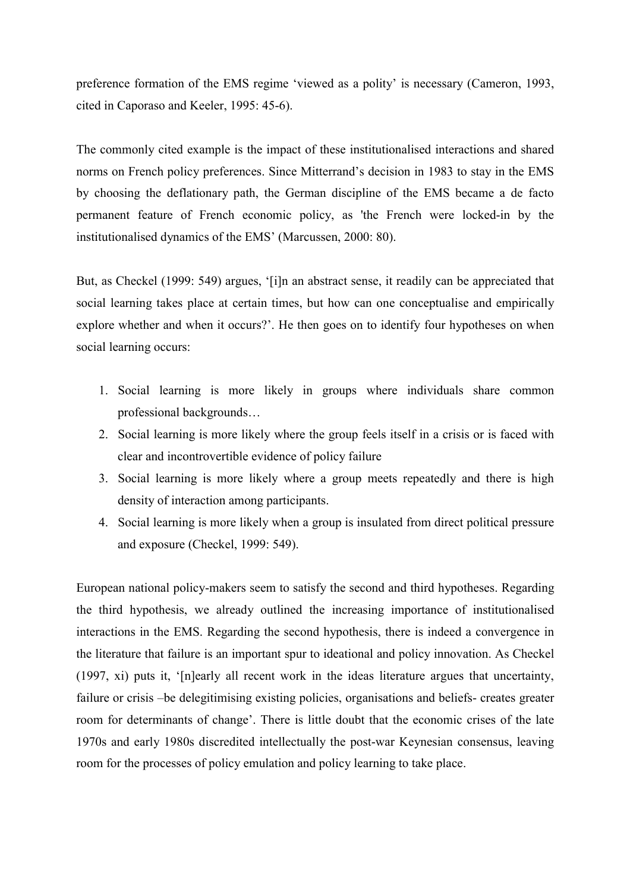preference formation of the EMS regime 'viewed as a polity' is necessary (Cameron, 1993, cited in Caporaso and Keeler, 1995: 45-6).

The commonly cited example is the impact of these institutionalised interactions and shared norms on French policy preferences. Since Mitterrand's decision in 1983 to stay in the EMS by choosing the deflationary path, the German discipline of the EMS became a de facto permanent feature of French economic policy, as 'the French were locked-in by the institutionalised dynamics of the EMS' (Marcussen, 2000: 80).

But, as Checkel (1999: 549) argues, '[i]n an abstract sense, it readily can be appreciated that social learning takes place at certain times, but how can one conceptualise and empirically explore whether and when it occurs?'. He then goes on to identify four hypotheses on when social learning occurs:

1. Social learning is more likely in groups where individuals share common professional backgrounds…
2. Social learning is more likely where the group feels itself in a crisis or is faced with clear and incontrovertible evidence of policy failure
3. Social learning is more likely where a group meets repeatedly and there is high density of interaction among participants.
4. Social learning is more likely when a group is insulated from direct political pressure and exposure (Checkel, 1999: 549).

European national policy-makers seem to satisfy the second and third hypotheses. Regarding the third hypothesis, we already outlined the increasing importance of institutionalised interactions in the EMS. Regarding the second hypothesis, there is indeed a convergence in the literature that failure is an important spur to ideational and policy innovation. As Checkel (1997, xi) puts it, '[n]early all recent work in the ideas literature argues that uncertainty, failure or crisis –be delegitimising existing policies, organisations and beliefs- creates greater room for determinants of change'. There is little doubt that the economic crises of the late 1970s and early 1980s discredited intellectually the post-war Keynesian consensus, leaving room for the processes of policy emulation and policy learning to take place.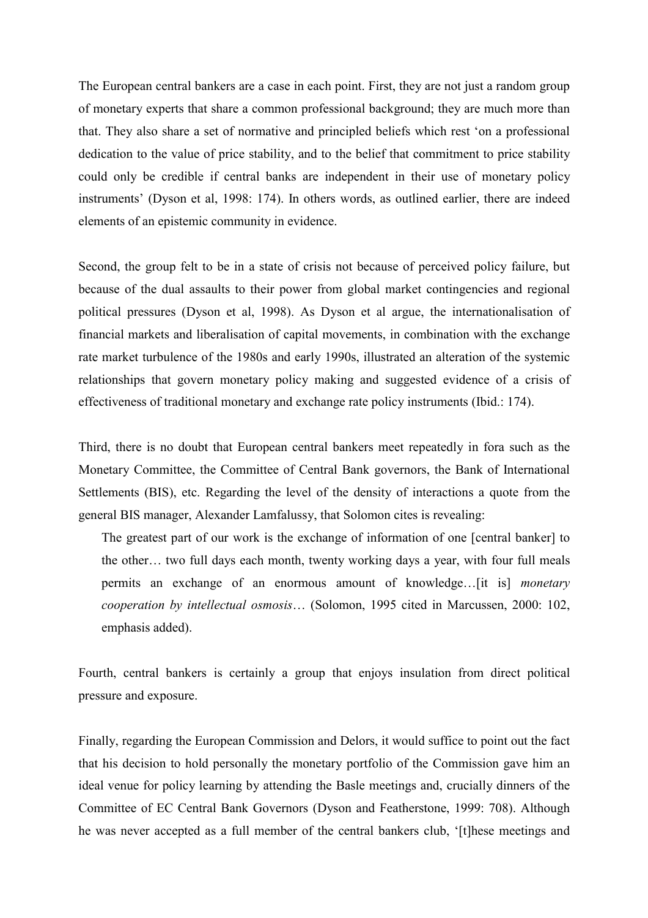The European central bankers are a case in each point. First, they are not just a random group of monetary experts that share a common professional background; they are much more than that. They also share a set of normative and principled beliefs which rest 'on a professional dedication to the value of price stability, and to the belief that commitment to price stability could only be credible if central banks are independent in their use of monetary policy instruments' (Dyson et al, 1998: 174). In others words, as outlined earlier, there are indeed elements of an epistemic community in evidence.

Second, the group felt to be in a state of crisis not because of perceived policy failure, but because of the dual assaults to their power from global market contingencies and regional political pressures (Dyson et al, 1998). As Dyson et al argue, the internationalisation of financial markets and liberalisation of capital movements, in combination with the exchange rate market turbulence of the 1980s and early 1990s, illustrated an alteration of the systemic relationships that govern monetary policy making and suggested evidence of a crisis of effectiveness of traditional monetary and exchange rate policy instruments (Ibid.: 174).

Third, there is no doubt that European central bankers meet repeatedly in fora such as the Monetary Committee, the Committee of Central Bank governors, the Bank of International Settlements (BIS), etc. Regarding the level of the density of interactions a quote from the general BIS manager, Alexander Lamfalussy, that Solomon cites is revealing:

> The greatest part of our work is the exchange of information of one [central banker] to the other… two full days each month, twenty working days a year, with four full meals permits an exchange of an enormous amount of knowledge…[it is] *monetary cooperation by intellectual osmosis*… (Solomon, 1995 cited in Marcussen, 2000: 102, emphasis added).

Fourth, central bankers is certainly a group that enjoys insulation from direct political pressure and exposure.

Finally, regarding the European Commission and Delors, it would suffice to point out the fact that his decision to hold personally the monetary portfolio of the Commission gave him an ideal venue for policy learning by attending the Basle meetings and, crucially dinners of the Committee of EC Central Bank Governors (Dyson and Featherstone, 1999: 708). Although he was never accepted as a full member of the central bankers club, '[t]hese meetings and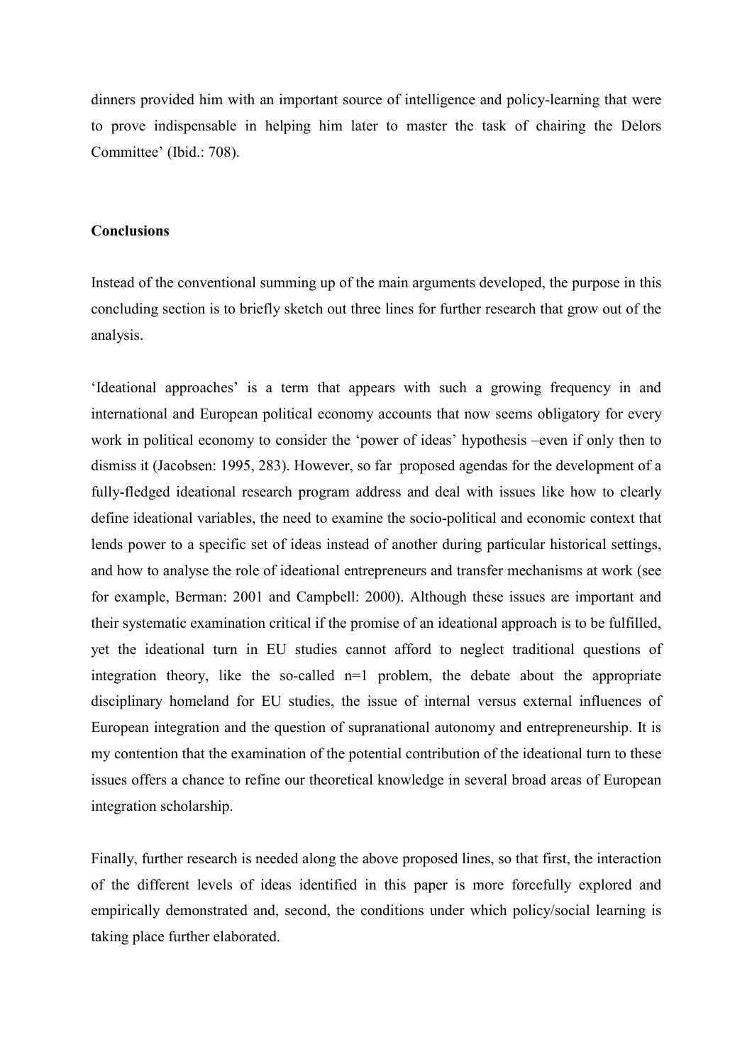dinners provided him with an important source of intelligence and policy-learning that were to prove indispensable in helping him later to master the task of chairing the Delors Committee' (Ibid.: 708).

**Conclusions**

Instead of the conventional summing up of the main arguments developed, the purpose in this concluding section is to briefly sketch out three lines for further research that grow out of the analysis.

'Ideational approaches' is a term that appears with such a growing frequency in and international and European political economy accounts that now seems obligatory for every work in political economy to consider the 'power of ideas' hypothesis –even if only then to dismiss it (Jacobsen: 1995, 283). However, so far proposed agendas for the development of a fully-fledged ideational research program address and deal with issues like how to clearly define ideational variables, the need to examine the socio-political and economic context that lends power to a specific set of ideas instead of another during particular historical settings, and how to analyse the role of ideational entrepreneurs and transfer mechanisms at work (see for example, Berman: 2001 and Campbell: 2000). Although these issues are important and their systematic examination critical if the promise of an ideational approach is to be fulfilled, yet the ideational turn in EU studies cannot afford to neglect traditional questions of integration theory, like the so-called n=1 problem, the debate about the appropriate disciplinary homeland for EU studies, the issue of internal versus external influences of European integration and the question of supranational autonomy and entrepreneurship. It is my contention that the examination of the potential contribution of the ideational turn to these issues offers a chance to refine our theoretical knowledge in several broad areas of European integration scholarship.

Finally, further research is needed along the above proposed lines, so that first, the interaction of the different levels of ideas identified in this paper is more forcefully explored and empirically demonstrated and, second, the conditions under which policy/social learning is taking place further elaborated.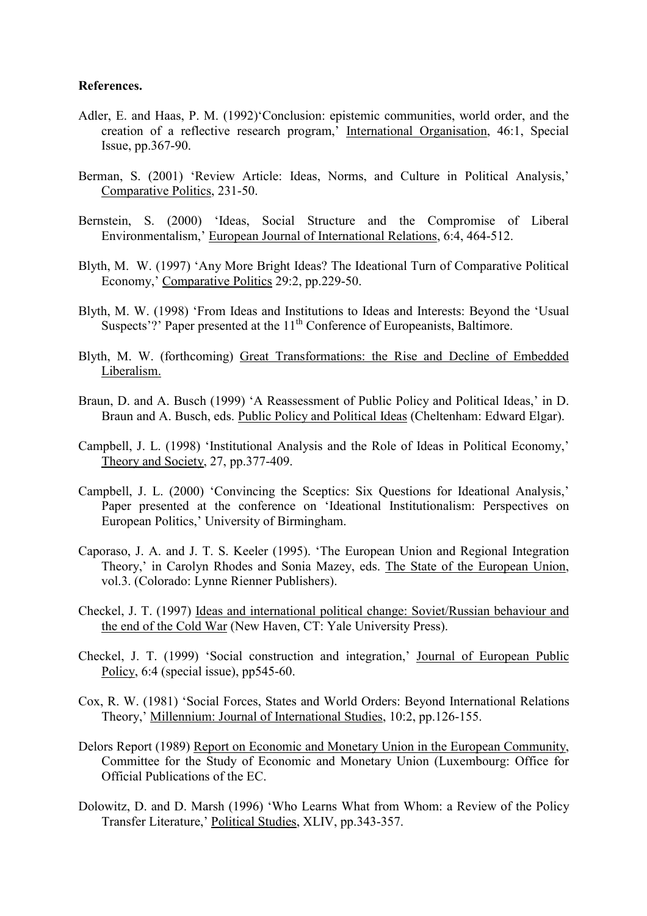**References.**

Adler, E. and Haas, P. M. (1992)'Conclusion: epistemic communities, world order, and the creation of a reflective research program,' International Organisation, 46:1, Special Issue, pp.367-90.

Berman, S. (2001) 'Review Article: Ideas, Norms, and Culture in Political Analysis,' Comparative Politics, 231-50.

Bernstein, S. (2000) 'Ideas, Social Structure and the Compromise of Liberal Environmentalism,' European Journal of International Relations, 6:4, 464-512.

Blyth, M. W. (1997) 'Any More Bright Ideas? The Ideational Turn of Comparative Political Economy,' Comparative Politics 29:2, pp.229-50.

Blyth, M. W. (1998) 'From Ideas and Institutions to Ideas and Interests: Beyond the 'Usual Suspects'?' Paper presented at the 11th Conference of Europeanists, Baltimore.

Blyth, M. W. (forthcoming) Great Transformations: the Rise and Decline of Embedded Liberalism.

Braun, D. and A. Busch (1999) 'A Reassessment of Public Policy and Political Ideas,' in D. Braun and A. Busch, eds. Public Policy and Political Ideas (Cheltenham: Edward Elgar).

Campbell, J. L. (1998) 'Institutional Analysis and the Role of Ideas in Political Economy,' Theory and Society, 27, pp.377-409.

Campbell, J. L. (2000) 'Convincing the Sceptics: Six Questions for Ideational Analysis,' Paper presented at the conference on 'Ideational Institutionalism: Perspectives on European Politics,' University of Birmingham.

Caporaso, J. A. and J. T. S. Keeler (1995). 'The European Union and Regional Integration Theory,' in Carolyn Rhodes and Sonia Mazey, eds. The State of the European Union, vol.3. (Colorado: Lynne Rienner Publishers).

Checkel, J. T. (1997) Ideas and international political change: Soviet/Russian behaviour and the end of the Cold War (New Haven, CT: Yale University Press).

Checkel, J. T. (1999) 'Social construction and integration,' Journal of European Public Policy, 6:4 (special issue), pp545-60.

Cox, R. W. (1981) 'Social Forces, States and World Orders: Beyond International Relations Theory,' Millennium: Journal of International Studies, 10:2, pp.126-155.

Delors Report (1989) Report on Economic and Monetary Union in the European Community, Committee for the Study of Economic and Monetary Union (Luxembourg: Office for Official Publications of the EC.

Dolowitz, D. and D. Marsh (1996) 'Who Learns What from Whom: a Review of the Policy Transfer Literature,' Political Studies, XLIV, pp.343-357.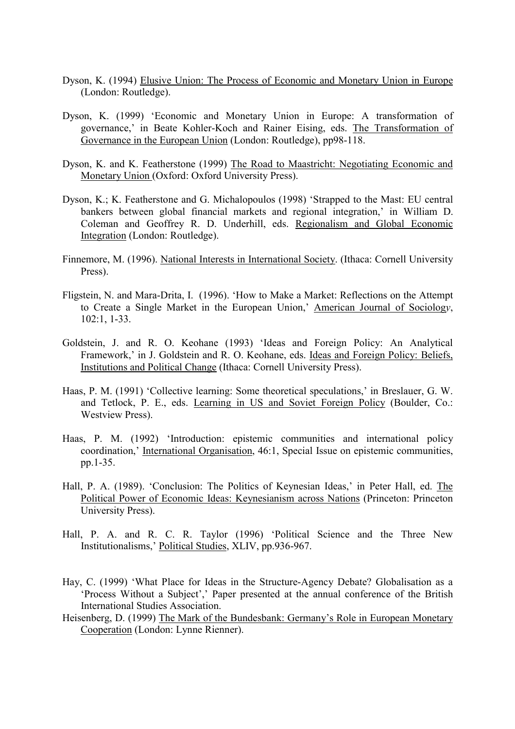Dyson, K. (1994) Elusive Union: The Process of Economic and Monetary Union in Europe (London: Routledge).

Dyson, K. (1999) 'Economic and Monetary Union in Europe: A transformation of governance,' in Beate Kohler-Koch and Rainer Eising, eds. The Transformation of Governance in the European Union (London: Routledge), pp98-118.

Dyson, K. and K. Featherstone (1999) The Road to Maastricht: Negotiating Economic and Monetary Union (Oxford: Oxford University Press).

Dyson, K.; K. Featherstone and G. Michalopoulos (1998) 'Strapped to the Mast: EU central bankers between global financial markets and regional integration,' in William D. Coleman and Geoffrey R. D. Underhill, eds. Regionalism and Global Economic Integration (London: Routledge).

Finnemore, M. (1996). National Interests in International Society. (Ithaca: Cornell University Press).

Fligstein, N. and Mara-Drita, I. (1996). 'How to Make a Market: Reflections on the Attempt to Create a Single Market in the European Union,' American Journal of Sociology, 102:1, 1-33.

Goldstein, J. and R. O. Keohane (1993) 'Ideas and Foreign Policy: An Analytical Framework,' in J. Goldstein and R. O. Keohane, eds. Ideas and Foreign Policy: Beliefs, Institutions and Political Change (Ithaca: Cornell University Press).

Haas, P. M. (1991) 'Collective learning: Some theoretical speculations,' in Breslauer, G. W. and Tetlock, P. E., eds. Learning in US and Soviet Foreign Policy (Boulder, Co.: Westview Press).

Haas, P. M. (1992) 'Introduction: epistemic communities and international policy coordination,' International Organisation, 46:1, Special Issue on epistemic communities, pp.1-35.

Hall, P. A. (1989). 'Conclusion: The Politics of Keynesian Ideas,' in Peter Hall, ed. The Political Power of Economic Ideas: Keynesianism across Nations (Princeton: Princeton University Press).

Hall, P. A. and R. C. R. Taylor (1996) 'Political Science and the Three New Institutionalisms,' Political Studies, XLIV, pp.936-967.

Hay, C. (1999) 'What Place for Ideas in the Structure-Agency Debate? Globalisation as a 'Process Without a Subject',' Paper presented at the annual conference of the British International Studies Association.

Heisenberg, D. (1999) The Mark of the Bundesbank: Germany's Role in European Monetary Cooperation (London: Lynne Rienner).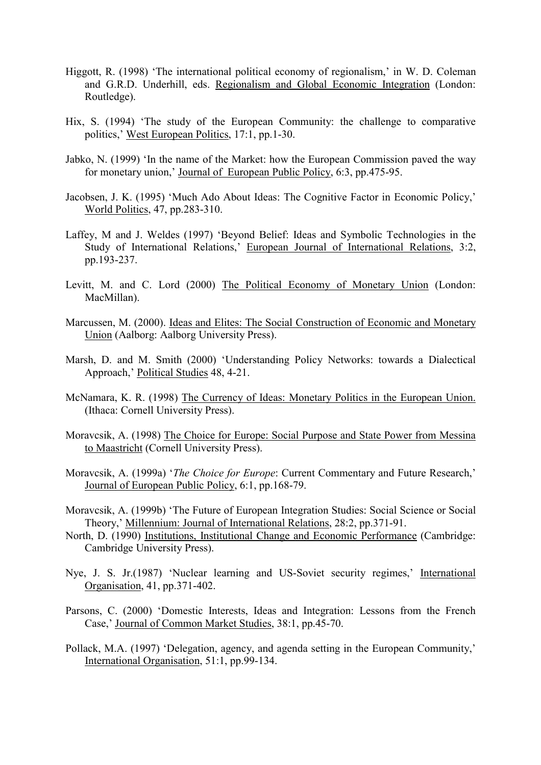Higgott, R. (1998) 'The international political economy of regionalism,' in W. D. Coleman and G.R.D. Underhill, eds. Regionalism and Global Economic Integration (London: Routledge).

Hix, S. (1994) 'The study of the European Community: the challenge to comparative politics,' West European Politics, 17:1, pp.1-30.

Jabko, N. (1999) 'In the name of the Market: how the European Commission paved the way for monetary union,' Journal of European Public Policy, 6:3, pp.475-95.

Jacobsen, J. K. (1995) 'Much Ado About Ideas: The Cognitive Factor in Economic Policy,' World Politics, 47, pp.283-310.

Laffey, M and J. Weldes (1997) 'Beyond Belief: Ideas and Symbolic Technologies in the Study of International Relations,' European Journal of International Relations, 3:2, pp.193-237.

Levitt, M. and C. Lord (2000) The Political Economy of Monetary Union (London: MacMillan).

Marcussen, M. (2000). Ideas and Elites: The Social Construction of Economic and Monetary Union (Aalborg: Aalborg University Press).

Marsh, D. and M. Smith (2000) 'Understanding Policy Networks: towards a Dialectical Approach,' Political Studies 48, 4-21.

McNamara, K. R. (1998) The Currency of Ideas: Monetary Politics in the European Union. (Ithaca: Cornell University Press).

Moravcsik, A. (1998) The Choice for Europe: Social Purpose and State Power from Messina to Maastricht (Cornell University Press).

Moravcsik, A. (1999a) '*The Choice for Europe*: Current Commentary and Future Research,' Journal of European Public Policy, 6:1, pp.168-79.

Moravcsik, A. (1999b) 'The Future of European Integration Studies: Social Science or Social Theory,' Millennium: Journal of International Relations, 28:2, pp.371-91.

North, D. (1990) Institutions, Institutional Change and Economic Performance (Cambridge: Cambridge University Press).

Nye, J. S. Jr.(1987) 'Nuclear learning and US-Soviet security regimes,' International Organisation, 41, pp.371-402.

Parsons, C. (2000) 'Domestic Interests, Ideas and Integration: Lessons from the French Case,' Journal of Common Market Studies, 38:1, pp.45-70.

Pollack, M.A. (1997) 'Delegation, agency, and agenda setting in the European Community,' International Organisation, 51:1, pp.99-134.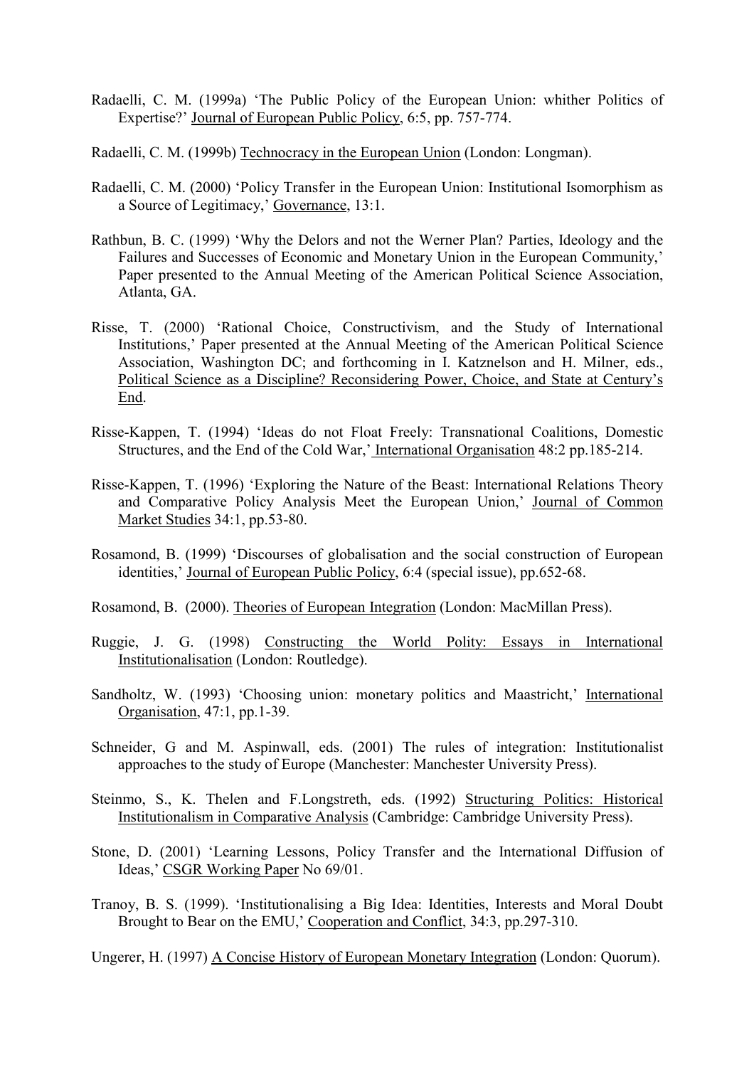Radaelli, C. M. (1999a) 'The Public Policy of the European Union: whither Politics of Expertise?' Journal of European Public Policy, 6:5, pp. 757-774.

Radaelli, C. M. (1999b) Technocracy in the European Union (London: Longman).

Radaelli, C. M. (2000) 'Policy Transfer in the European Union: Institutional Isomorphism as a Source of Legitimacy,' Governance, 13:1.

Rathbun, B. C. (1999) 'Why the Delors and not the Werner Plan? Parties, Ideology and the Failures and Successes of Economic and Monetary Union in the European Community,' Paper presented to the Annual Meeting of the American Political Science Association, Atlanta, GA.

Risse, T. (2000) 'Rational Choice, Constructivism, and the Study of International Institutions,' Paper presented at the Annual Meeting of the American Political Science Association, Washington DC; and forthcoming in I. Katznelson and H. Milner, eds., Political Science as a Discipline? Reconsidering Power, Choice, and State at Century's End.

Risse-Kappen, T. (1994) 'Ideas do not Float Freely: Transnational Coalitions, Domestic Structures, and the End of the Cold War,' International Organisation 48:2 pp.185-214.

Risse-Kappen, T. (1996) 'Exploring the Nature of the Beast: International Relations Theory and Comparative Policy Analysis Meet the European Union,' Journal of Common Market Studies 34:1, pp.53-80.

Rosamond, B. (1999) 'Discourses of globalisation and the social construction of European identities,' Journal of European Public Policy, 6:4 (special issue), pp.652-68.

Rosamond, B. (2000). Theories of European Integration (London: MacMillan Press).

Ruggie, J. G. (1998) Constructing the World Polity: Essays in International Institutionalisation (London: Routledge).

Sandholtz, W. (1993) 'Choosing union: monetary politics and Maastricht,' International Organisation, 47:1, pp.1-39.

Schneider, G and M. Aspinwall, eds. (2001) The rules of integration: Institutionalist approaches to the study of Europe (Manchester: Manchester University Press).

Steinmo, S., K. Thelen and F.Longstreth, eds. (1992) Structuring Politics: Historical Institutionalism in Comparative Analysis (Cambridge: Cambridge University Press).

Stone, D. (2001) 'Learning Lessons, Policy Transfer and the International Diffusion of Ideas,' CSGR Working Paper No 69/01.

Tranoy, B. S. (1999). 'Institutionalising a Big Idea: Identities, Interests and Moral Doubt Brought to Bear on the EMU,' Cooperation and Conflict, 34:3, pp.297-310.

Ungerer, H. (1997) A Concise History of European Monetary Integration (London: Quorum).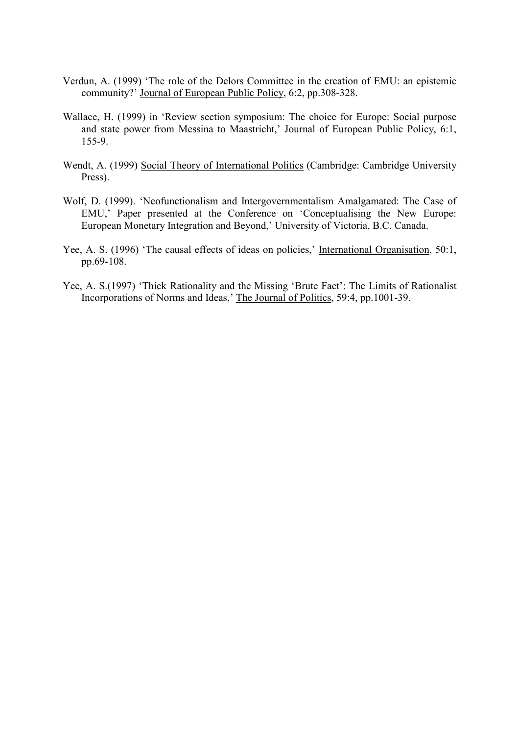Verdun, A. (1999) 'The role of the Delors Committee in the creation of EMU: an epistemic community?' Journal of European Public Policy, 6:2, pp.308-328.

Wallace, H. (1999) in 'Review section symposium: The choice for Europe: Social purpose and state power from Messina to Maastricht,' Journal of European Public Policy, 6:1, 155-9.

Wendt, A. (1999) Social Theory of International Politics (Cambridge: Cambridge University Press).

Wolf, D. (1999). 'Neofunctionalism and Intergovernmentalism Amalgamated: The Case of EMU,' Paper presented at the Conference on 'Conceptualising the New Europe: European Monetary Integration and Beyond,' University of Victoria, B.C. Canada.

Yee, A. S. (1996) 'The causal effects of ideas on policies,' International Organisation, 50:1, pp.69-108.

Yee, A. S.(1997) 'Thick Rationality and the Missing 'Brute Fact': The Limits of Rationalist Incorporations of Norms and Ideas,' The Journal of Politics, 59:4, pp.1001-39.